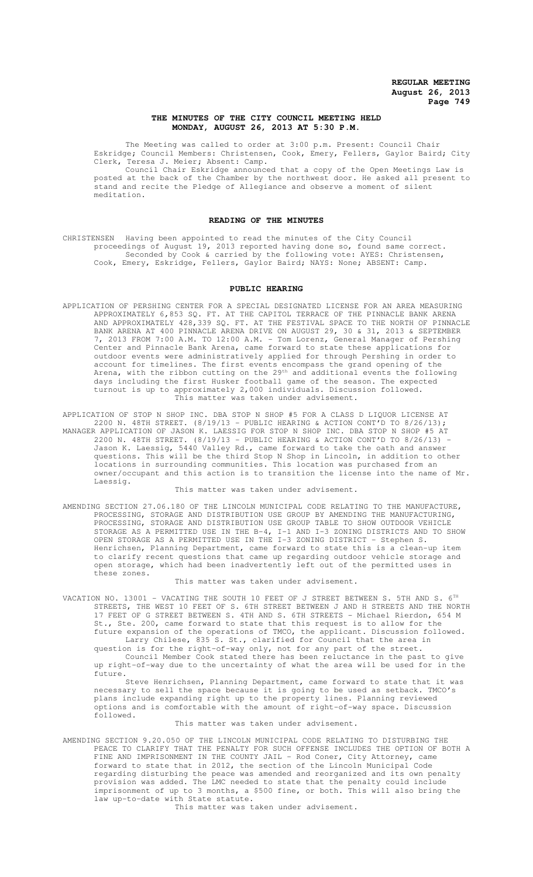# THE MINUTES OF THE CITY COUNCIL MEETING HELD MONDAY, AUGUST 26, 2013 AT 5:30 P.M.

The Meeting was called to order at 3:00 p.m. Present: Council Chair Eskridge; Council Members: Christensen, Cook, Emery, Fellers, Gaylor Baird; City Clerk, Teresa J. Meier; Absent: Camp.

Council Chair Eskridge announced that a copy of the Open Meetings Law is posted at the back of the Chamber by the northwest door. He asked all present to stand and recite the Pledge of Allegiance and observe a moment of silent meditation.

## READING OF THE MINUTES

CHRISTENSEN Having been appointed to read the minutes of the City Council proceedings of August 19, 2013 reported having done so, found same correct.

Seconded by Cook & carried by the following vote: AYES: Christensen, Cook, Emery, Eskridge, Fellers, Gaylor Baird; NAYS: None; ABSENT: Camp.

## PUBLIC HEARING

APPLICATION OF PERSHING CENTER FOR A SPECIAL DESIGNATED LICENSE FOR AN AREA MEASURING APPROXIMATELY 6,853 SQ. FT. AT THE CAPITOL TERRACE OF THE PINNACLE BANK ARENA AND APPROXIMATELY 428,339 SQ. FT. AT THE FESTIVAL SPACE TO THE NORTH OF PINNACLE BANK ARENA AT 400 PINNACLE ARENA DRIVE ON AUGUST 29, 30 & 31, 2013 & SEPTEMBER 7, 2013 FROM 7:00 A.M. TO 12:00 A.M. - Tom Lorenz, General Manager of Pershing Center and Pinnacle Bank Arena, came forward to state these applications for outdoor events were administratively applied for through Pershing in order to account for timelines. The first events encompass the grand opening of the Arena, with the ribbon cutting on the 29th and additional events the following days including the first Husker football game of the season. The expected turnout is up to approximately 2,000 individuals. Discussion followed.

This matter was taken under advisement.

APPLICATION OF STOP N SHOP INC. DBA STOP N SHOP #5 FOR A CLASS D LIQUOR LICENSE AT 2200 N. 48TH STREET. (8/19/13 - PUBLIC HEARING & ACTION CONT'D TO 8/26/13);

MANAGER APPLICATION OF JASON K. LAESSIG FOR STOP N SHOP INC. DBA STOP N SHOP #5 AT 2200 N. 48TH STREET. (8/19/13 - PUBLIC HEARING & ACTION CONT'D TO 8/26/13) - Jason K. Laessig, 5440 Valley Rd., came forward to take the oath and answer questions. This will be the third Stop N Shop in Lincoln, in addition to other locations in surrounding communities. This location was purchased from an owner/occupant and this action is to transition the license into the name of Mr. Laessig.

This matter was taken under advisement.

AMENDING SECTION 27.06.180 OF THE LINCOLN MUNICIPAL CODE RELATING TO THE MANUFACTURE, PROCESSING, STORAGE AND DISTRIBUTION USE GROUP BY AMENDING THE MANUFACTURING, PROCESSING, STORAGE AND DISTRIBUTION USE GROUP TABLE TO SHOW OUTDOOR VEHICLE STORAGE AS A PERMITTED USE IN THE B-4, I-1 AND I-3 ZONING DISTRICTS AND TO SHOW OPEN STORAGE AS A PERMITTED USE IN THE I-3 ZONING DISTRICT - Stephen S. Henrichsen, Planning Department, came forward to state this is a clean-up item to clarify recent questions that came up regarding outdoor vehicle storage and open storage, which had been inadvertently left out of the permitted uses in these zones.

This matter was taken under advisement.

VACATION NO. 13001 - VACATING THE SOUTH 10 FEET OF J STREET BETWEEN S. 5TH AND S. 6TH STREETS, THE WEST 10 FEET OF S. 6TH STREET BETWEEN J AND H STREETS AND THE NORTH 17 FEET OF G STREET BETWEEN S. 4TH AND S. 6TH STREETS - Michael Rierdon, 654 M St., Ste. 200, came forward to state that this request is to allow for the future expansion of the operations of TMCO, the applicant. Discussion followed.

Larry Chilese, 835 S. St., clarified for Council that the area in question is for the right-of-way only, not for any part of the street.

Council Member Cook stated there has been reluctance in the past to give up right-of-way due to the uncertainty of what the area will be used for in the future.

Steve Henrichsen, Planning Department, came forward to state that it was necessary to sell the space because it is going to be used as setback. TMCO's plans include expanding right up to the property lines. Planning reviewed options and is comfortable with the amount of right-of-way space. Discussion followed.

This matter was taken under advisement.

AMENDING SECTION 9.20.050 OF THE LINCOLN MUNICIPAL CODE RELATING TO DISTURBING THE PEACE TO CLARIFY THAT THE PENALTY FOR SUCH OFFENSE INCLUDES THE OPTION OF BOTH A FINE AND IMPRISONMENT IN THE COUNTY JAIL - Rod Coner, City Attorney, came forward to state that in 2012, the section of the Lincoln Municipal Code regarding disturbing the peace was amended and reorganized and its own penalty provision was added. The LMC needed to state that the penalty could include imprisonment of up to 3 months, a $500 fine, or both. This will also bring the law up-to-date with State statute.

This matter was taken under advisement.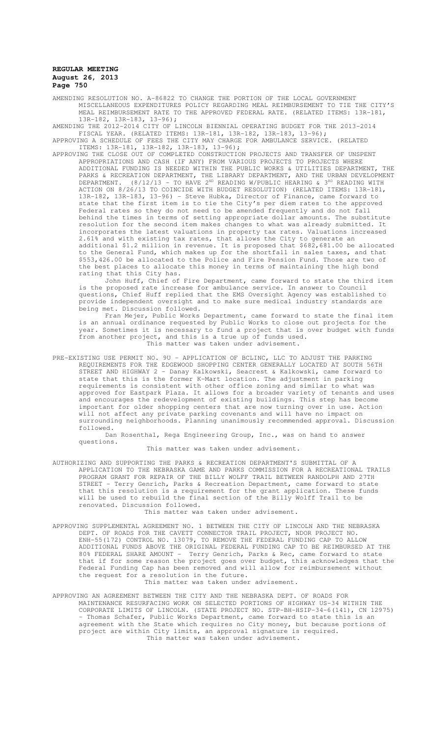AMENDING RESOLUTION NO. A-86822 TO CHANGE THE PORTION OF THE LOCAL GOVERNMENT MISCELLANEOUS EXPENDITURES POLICY REGARDING MEAL REIMBURSEMENT TO TIE THE CITY'S MEAL REIMBURSEMENT RATE TO THE APPROVED FEDERAL RATE. (RELATED ITEMS: 13R-181, 13R-182, 13R-183, 13-96);

AMENDING THE 2012-2014 CITY OF LINCOLN BIENNIAL OPERATING BUDGET FOR THE 2013-2014 FISCAL YEAR. (RELATED ITEMS: 13R-181, 13R-182, 13R-183, 13-96);

APPROVING A SCHEDULE OF FEES THE CITY MAY CHARGE FOR AMBULANCE SERVICE. (RELATED ITEMS: 13R-181, 13R-182, 13R-183, 13-96);

APPROVING THE CLOSE OUT OF COMPLETED CONSTRUCTION PROJECTS AND TRANSFER OF UNSPENT APPROPRIATIONS AND CASH (IF ANY) FROM VARIOUS PROJECTS TO PROJECTS WHERE ADDITIONAL FUNDING IS NEEDED WITHIN THE PUBLIC WORKS & UTILITIES DEPARTMENT, THE PARKS & RECREATION DEPARTMENT, THE LIBRARY DEPARTMENT, AND THE URBAN DEVELOPMENT DEPARTMENT. (8/12/13 - TO HAVE 2ND READING W/PUBLIC HEARING & 3RD READING WITH ACTION ON 8/26/13 TO COINCIDE WITH BUDGET RESOLUTION) (RELATED ITEMS: 13R-181, 13R-182, 13R-183, 13-96) - Steve Hubka, Director of Finance, came forward to state that the first item is to tie the City's per diem rates to the approved Federal rates so they do not need to be amended frequently and do not fall behind the times in terms of setting appropriate dollar amounts. The substitute resolution for the second item makes changes to what was already submitted. It incorporates the latest valuations in property tax rates. Valuations increased 2.61% and with existing tax rates, that allows the City to generate an additional $1.2 million in revenue. It is proposed that $682,681.00 be allocated to the General Fund, which makes up for the shortfall in sales taxes, and that $553,426.00 be allocated to the Police and Fire Pension Fund. Those are two of the best places to allocate this money in terms of maintaining the high bond rating that this City has.

John Huff, Chief of Fire Department, came forward to state the third item is the proposed rate increase for ambulance service. In answer to Council questions, Chief Huff replied that the EMS Oversight Agency was established to provide independent oversight and to make sure medical industry standards are being met. Discussion followed.

Fran Mejer, Public Works Department, came forward to state the final item is an annual ordinance requested by Public Works to close out projects for the year. Sometimes it is necessary to fund a project that is over budget with funds from another project, and this is a true up of funds used.

This matter was taken under advisement.

PRE-EXISTING USE PERMIT NO. 9U - APPLICATION OF BCLINC, LLC TO ADJUST THE PARKING REQUIREMENTS FOR THE EDGEWOOD SHOPPING CENTER GENERALLY LOCATED AT SOUTH 56TH STREET AND HIGHWAY 2 - Danay Kalkowski, Seacrest & Kalkowski, came forward to state that this is the former K-Mart location. The adjustment in parking requirements is consistent with other office zoning and similar to what was approved for Eastpark Plaza. It allows for a broader variety of tenants and uses and encourages the redevelopment of existing buildings. This step has become important for older shopping centers that are now turning over in use. Action will not affect any private parking covenants and will have no impact on surrounding neighborhoods. Planning unanimously recommended approval. Discussion followed.

Dan Rosenthal, Rega Engineering Group, Inc., was on hand to answer questions.

This matter was taken under advisement.

AUTHORIZING AND SUPPORTING THE PARKS & RECREATION DEPARTMENT'S SUBMITTAL OF A APPLICATION TO THE NEBRASKA GAME AND PARKS COMMISSION FOR A RECREATIONAL TRAILS PROGRAM GRANT FOR REPAIR OF THE BILLY WOLFF TRAIL BETWEEN RANDOLPH AND 27TH STREET - Terry Genrich, Parks & Recreation Department, came forward to state that this resolution is a requirement for the grant application. These funds will be used to rebuild the final section of the Billy Wolff Trail to be renovated. Discussion followed.

This matter was taken under advisement.

APPROVING SUPPLEMENTAL AGREEMENT NO. 1 BETWEEN THE CITY OF LINCOLN AND THE NEBRASKA DEPT. OF ROADS FOR THE CAVETT CONNECTOR TRAIL PROJECT, NDOR PROJECT NO. ENH-55(172) CONTROL NO. 13079, TO REMOVE THE FEDERAL FUNDING CAP TO ALLOW ADDITIONAL FUNDS ABOVE THE ORIGINAL FEDERAL FUNDING CAP TO BE REIMBURSED AT THE 80% FEDERAL SHARE AMOUNT - Terry Genrich, Parks & Rec, came forward to state that if for some reason the project goes over budget, this acknowledges that the Federal Funding Cap has been removed and will allow for reimbursement without the request for a resolution in the future.

This matter was taken under advisement.

APPROVING AN AGREEMENT BETWEEN THE CITY AND THE NEBRASKA DEPT. OF ROADS FOR MAINTENANCE RESURFACING WORK ON SELECTED PORTIONS OF HIGHWAY US-34 WITHIN THE CORPORATE LIMITS OF LINCOLN. (STATE PROJECT NO. STP-BH-HSIP-34-6(141), CN 12975) - Thomas Schafer, Public Works Department, came forward to state this is an agreement with the State which requires no City money, but because portions of project are within City limits, an approval signature is required.

This matter was taken under advisement.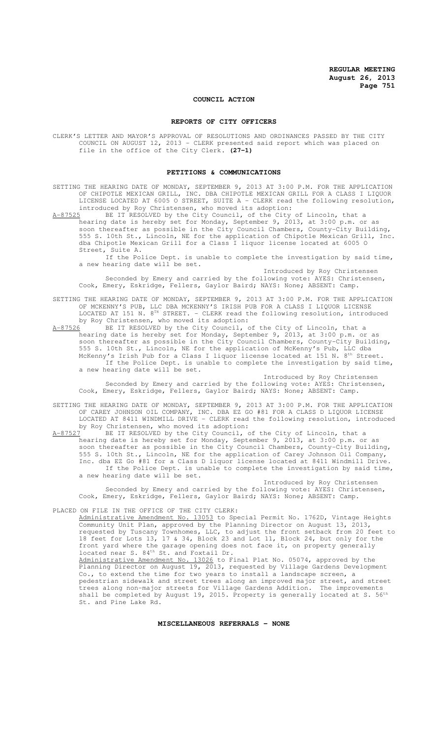## COUNCIL ACTION

### REPORTS OF CITY OFFICERS

CLERK'S LETTER AND MAYOR'S APPROVAL OF RESOLUTIONS AND ORDINANCES PASSED BY THE CITY COUNCIL ON AUGUST 12, 2013 - CLERK presented said report which was placed on file in the office of the City Clerk. **(27-1)**

### PETITIONS & COMMUNICATIONS

SETTING THE HEARING DATE OF MONDAY, SEPTEMBER 9, 2013 AT 3:00 P.M. FOR THE APPLICATION OF CHIPOTLE MEXICAN GRILL, INC. DBA CHIPOTLE MEXICAN GRILL FOR A CLASS I LIQUOR LICENSE LOCATED AT 6005 O STREET, SUITE A - CLERK read the following resolution, introduced by Roy Christensen, who moved its adoption:

A-87525 BE IT RESOLVED by the City Council, of the City of Lincoln, that a hearing date is hereby set for Monday, September 9, 2013, at 3:00 p.m. or as soon thereafter as possible in the City Council Chambers, County-City Building, 555 S. 10th St., Lincoln, NE for the application of Chipotle Mexican Grill, Inc. dba Chipotle Mexican Grill for a Class I liquor license located at 6005 O Street, Suite A.

If the Police Dept. is unable to complete the investigation by said time, a new hearing date will be set.

Introduced by Roy Christensen

Seconded by Emery and carried by the following vote: AYES: Christensen, Cook, Emery, Eskridge, Fellers, Gaylor Baird; NAYS: None; ABSENT: Camp.

SETTING THE HEARING DATE OF MONDAY, SEPTEMBER 9, 2013 AT 3:00 P.M. FOR THE APPLICATION OF MCKENNY'S PUB, LLC DBA MCKENNY'S IRISH PUB FOR A CLASS I LIQUOR LICENSE LOCATED AT 151 N. 8TH STREET. - CLERK read the following resolution, introduced by Roy Christensen, who moved its adoption:

A-87526 BE IT RESOLVED by the City Council, of the City of Lincoln, that a hearing date is hereby set for Monday, September 9, 2013, at 3:00 p.m. or as soon thereafter as possible in the City Council Chambers, County-City Building, 555 S. 10th St., Lincoln, NE for the application of McKenny's Pub, LLC dba McKenny's Irish Pub for a Class I liquor license located at 151 N. 8th Street.

If the Police Dept. is unable to complete the investigation by said time, a new hearing date will be set.

Introduced by Roy Christensen

Seconded by Emery and carried by the following vote: AYES: Christensen, Cook, Emery, Eskridge, Fellers, Gaylor Baird; NAYS: None; ABSENT: Camp.

SETTING THE HEARING DATE OF MONDAY, SEPTEMBER 9, 2013 AT 3:00 P.M. FOR THE APPLICATION OF CAREY JOHNSON OIL COMPANY, INC. DBA EZ GO #81 FOR A CLASS D LIQUOR LICENSE LOCATED AT 8411 WINDMILL DRIVE - CLERK read the following resolution, introduced by Roy Christensen, who moved its adoption:

A-87527 BE IT RESOLVED by the City Council, of the City of Lincoln, that a hearing date is hereby set for Monday, September 9, 2013, at 3:00 p.m. or as soon thereafter as possible in the City Council Chambers, County-City Building, 555 S. 10th St., Lincoln, NE for the application of Carey Johnson Oil Company, Inc. dba EZ Go #81 for a Class D liquor license located at 8411 Windmill Drive.

If the Police Dept. is unable to complete the investigation by said time, a new hearing date will be set.

Introduced by Roy Christensen

Seconded by Emery and carried by the following vote: AYES: Christensen, Cook, Emery, Eskridge, Fellers, Gaylor Baird; NAYS: None; ABSENT: Camp.

PLACED ON FILE IN THE OFFICE OF THE CITY CLERK:

Administrative Amendment No. 13053 to Special Permit No. 1762D, Vintage Heights Community Unit Plan, approved by the Planning Director on August 13, 2013, requested by Tuscany Townhomes, LLC, to adjust the front setback from 20 feet to 18 feet for Lots 13, 17 & 34, Block 23 and Lot 11, Block 24, but only for the front yard where the garage opening does not face it, on property generally located near S. 84th St. and Foxtail Dr.

Administrative Amendment No. 13026 to Final Plat No. 05074, approved by the Planning Director on August 19, 2013, requested by Village Gardens Development Co., to extend the time for two years to install a landscape screen, a pedestrian sidewalk and street trees along an improved major street, and street trees along non-major streets for Village Gardens Addition. The improvements shall be completed by August 19, 2015. Property is generally located at S. 56th St. and Pine Lake Rd.

### MISCELLANEOUS REFERRALS - NONE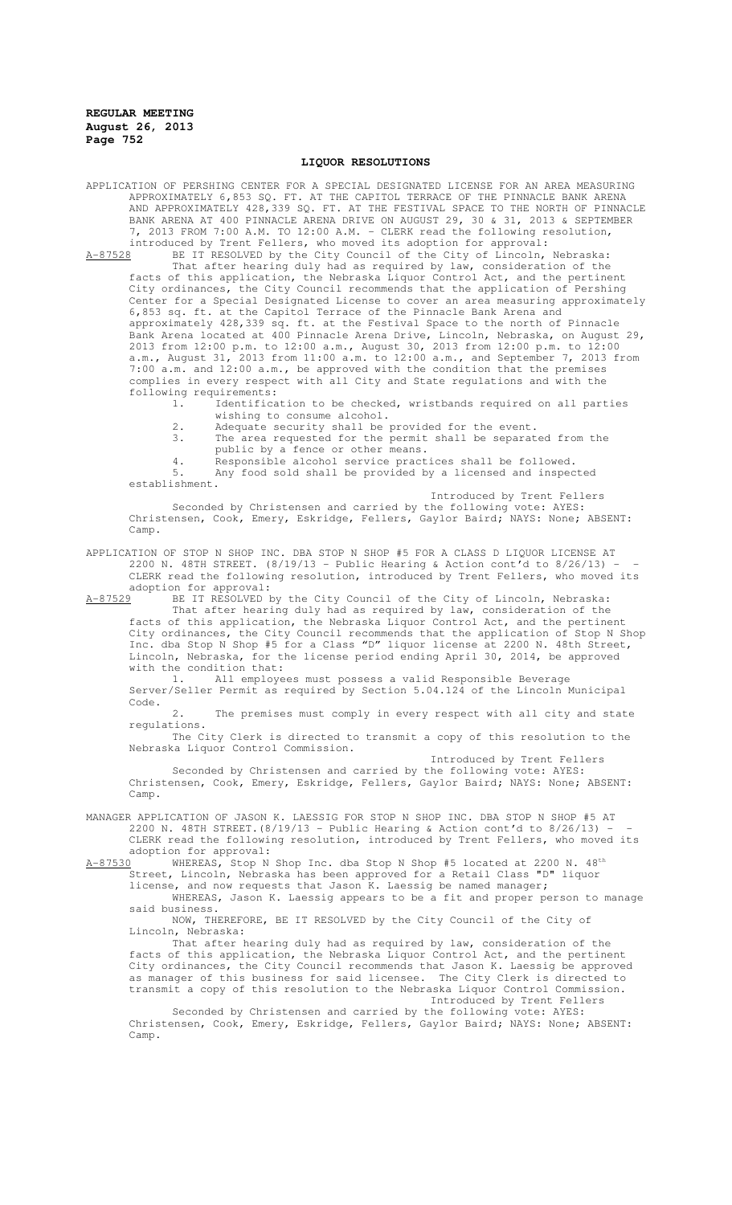## LIQUOR RESOLUTIONS

APPLICATION OF PERSHING CENTER FOR A SPECIAL DESIGNATED LICENSE FOR AN AREA MEASURING APPROXIMATELY 6,853 SQ. FT. AT THE CAPITOL TERRACE OF THE PINNACLE BANK ARENA AND APPROXIMATELY 428,339 SQ. FT. AT THE FESTIVAL SPACE TO THE NORTH OF PINNACLE BANK ARENA AT 400 PINNACLE ARENA DRIVE ON AUGUST 29, 30 & 31, 2013 & SEPTEMBER 7, 2013 FROM 7:00 A.M. TO 12:00 A.M. - CLERK read the following resolution, introduced by Trent Fellers, who moved its adoption for approval:

A-87528 BE IT RESOLVED by the City Council of the City of Lincoln, Nebraska:

That after hearing duly had as required by law, consideration of the facts of this application, the Nebraska Liquor Control Act, and the pertinent City ordinances, the City Council recommends that the application of Pershing Center for a Special Designated License to cover an area measuring approximately 6,853 sq. ft. at the Capitol Terrace of the Pinnacle Bank Arena and approximately 428,339 sq. ft. at the Festival Space to the north of Pinnacle Bank Arena located at 400 Pinnacle Arena Drive, Lincoln, Nebraska, on August 29, 2013 from 12:00 p.m. to 12:00 a.m., August 30, 2013 from 12:00 p.m. to 12:00 a.m., August 31, 2013 from 11:00 a.m. to 12:00 a.m., and September 7, 2013 from 7:00 a.m. and 12:00 a.m., be approved with the condition that the premises complies in every respect with all City and State regulations and with the following requirements:

1. Identification to be checked, wristbands required on all parties wishing to consume alcohol.
2. Adequate security shall be provided for the event.
3. The area requested for the permit shall be separated from the public by a fence or other means.
4. Responsible alcohol service practices shall be followed.
5. Any food sold shall be provided by a licensed and inspected establishment.

Introduced by Trent Fellers

Seconded by Christensen and carried by the following vote: AYES: Christensen, Cook, Emery, Eskridge, Fellers, Gaylor Baird; NAYS: None; ABSENT: Camp.

APPLICATION OF STOP N SHOP INC. DBA STOP N SHOP #5 FOR A CLASS D LIQUOR LICENSE AT 2200 N. 48TH STREET. (8/19/13 - Public Hearing & Action cont'd to 8/26/13) - CLERK read the following resolution, introduced by Trent Fellers, who moved its adoption for approval:

A-87529 BE IT RESOLVED by the City Council of the City of Lincoln, Nebraska:

That after hearing duly had as required by law, consideration of the facts of this application, the Nebraska Liquor Control Act, and the pertinent City ordinances, the City Council recommends that the application of Stop N Shop Inc. dba Stop N Shop #5 for a Class "D" liquor license at 2200 N. 48th Street, Lincoln, Nebraska, for the license period ending April 30, 2014, be approved with the condition that:

1. All employees must possess a valid Responsible Beverage Server/Seller Permit as required by Section 5.04.124 of the Lincoln Municipal Code.
2. The premises must comply in every respect with all city and state regulations.

The City Clerk is directed to transmit a copy of this resolution to the Nebraska Liquor Control Commission.

Introduced by Trent Fellers

Seconded by Christensen and carried by the following vote: AYES: Christensen, Cook, Emery, Eskridge, Fellers, Gaylor Baird; NAYS: None; ABSENT: Camp.

MANAGER APPLICATION OF JASON K. LAESSIG FOR STOP N SHOP INC. DBA STOP N SHOP #5 AT 2200 N. 48TH STREET.(8/19/13 - Public Hearing & Action cont'd to 8/26/13) - CLERK read the following resolution, introduced by Trent Fellers, who moved its adoption for approval:

A-87530 WHEREAS, Stop N Shop Inc. dba Stop N Shop #5 located at 2200 N. 48th Street, Lincoln, Nebraska has been approved for a Retail Class "D" liquor license, and now requests that Jason K. Laessig be named manager;

WHEREAS, Jason K. Laessig appears to be a fit and proper person to manage said business.

NOW, THEREFORE, BE IT RESOLVED by the City Council of the City of Lincoln, Nebraska:

That after hearing duly had as required by law, consideration of the facts of this application, the Nebraska Liquor Control Act, and the pertinent City ordinances, the City Council recommends that Jason K. Laessig be approved as manager of this business for said licensee. The City Clerk is directed to transmit a copy of this resolution to the Nebraska Liquor Control Commission.

Introduced by Trent Fellers

Seconded by Christensen and carried by the following vote: AYES: Christensen, Cook, Emery, Eskridge, Fellers, Gaylor Baird; NAYS: None; ABSENT: Camp.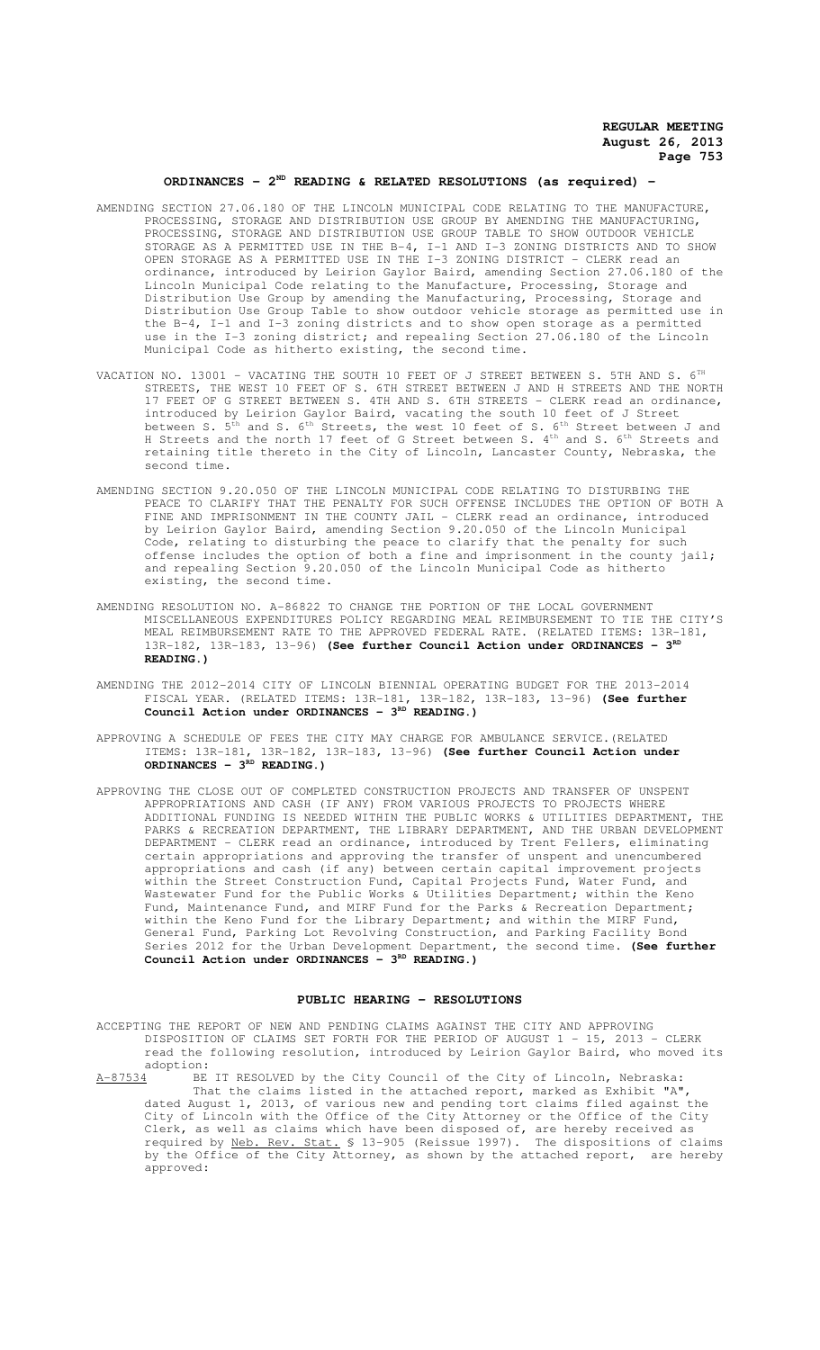## ORDINANCES - 2ND READING & RELATED RESOLUTIONS (as required) -

AMENDING SECTION 27.06.180 OF THE LINCOLN MUNICIPAL CODE RELATING TO THE MANUFACTURE, PROCESSING, STORAGE AND DISTRIBUTION USE GROUP BY AMENDING THE MANUFACTURING, PROCESSING, STORAGE AND DISTRIBUTION USE GROUP TABLE TO SHOW OUTDOOR VEHICLE STORAGE AS A PERMITTED USE IN THE B-4, I-1 AND I-3 ZONING DISTRICTS AND TO SHOW OPEN STORAGE AS A PERMITTED USE IN THE I-3 ZONING DISTRICT - CLERK read an ordinance, introduced by Leirion Gaylor Baird, amending Section 27.06.180 of the Lincoln Municipal Code relating to the Manufacture, Processing, Storage and Distribution Use Group by amending the Manufacturing, Processing, Storage and Distribution Use Group Table to show outdoor vehicle storage as permitted use in the B-4, I-1 and I-3 zoning districts and to show open storage as a permitted use in the I-3 zoning district; and repealing Section 27.06.180 of the Lincoln Municipal Code as hitherto existing, the second time.

VACATION NO. 13001 - VACATING THE SOUTH 10 FEET OF J STREET BETWEEN S. 5TH AND S. 6TH STREETS, THE WEST 10 FEET OF S. 6TH STREET BETWEEN J AND H STREETS AND THE NORTH 17 FEET OF G STREET BETWEEN S. 4TH AND S. 6TH STREETS - CLERK read an ordinance, introduced by Leirion Gaylor Baird, vacating the south 10 feet of J Street between S. 5th and S. 6th Streets, the west 10 feet of S. 6th Street between J and H Streets and the north 17 feet of G Street between S. 4th and S. 6th Streets and retaining title thereto in the City of Lincoln, Lancaster County, Nebraska, the second time.

AMENDING SECTION 9.20.050 OF THE LINCOLN MUNICIPAL CODE RELATING TO DISTURBING THE PEACE TO CLARIFY THAT THE PENALTY FOR SUCH OFFENSE INCLUDES THE OPTION OF BOTH A FINE AND IMPRISONMENT IN THE COUNTY JAIL - CLERK read an ordinance, introduced by Leirion Gaylor Baird, amending Section 9.20.050 of the Lincoln Municipal Code, relating to disturbing the peace to clarify that the penalty for such offense includes the option of both a fine and imprisonment in the county jail; and repealing Section 9.20.050 of the Lincoln Municipal Code as hitherto existing, the second time.

AMENDING RESOLUTION NO. A-86822 TO CHANGE THE PORTION OF THE LOCAL GOVERNMENT MISCELLANEOUS EXPENDITURES POLICY REGARDING MEAL REIMBURSEMENT TO TIE THE CITY'S MEAL REIMBURSEMENT RATE TO THE APPROVED FEDERAL RATE. (RELATED ITEMS: 13R-181, 13R-182, 13R-183, 13-96) **(See further Council Action under ORDINANCES - 3RD READING.)**

AMENDING THE 2012-2014 CITY OF LINCOLN BIENNIAL OPERATING BUDGET FOR THE 2013-2014 FISCAL YEAR. (RELATED ITEMS: 13R-181, 13R-182, 13R-183, 13-96) **(See further Council Action under ORDINANCES - 3RD READING.)**

APPROVING A SCHEDULE OF FEES THE CITY MAY CHARGE FOR AMBULANCE SERVICE.(RELATED ITEMS: 13R-181, 13R-182, 13R-183, 13-96) **(See further Council Action under ORDINANCES - 3RD READING.)**

APPROVING THE CLOSE OUT OF COMPLETED CONSTRUCTION PROJECTS AND TRANSFER OF UNSPENT APPROPRIATIONS AND CASH (IF ANY) FROM VARIOUS PROJECTS TO PROJECTS WHERE ADDITIONAL FUNDING IS NEEDED WITHIN THE PUBLIC WORKS & UTILITIES DEPARTMENT, THE PARKS & RECREATION DEPARTMENT, THE LIBRARY DEPARTMENT, AND THE URBAN DEVELOPMENT DEPARTMENT - CLERK read an ordinance, introduced by Trent Fellers, eliminating certain appropriations and approving the transfer of unspent and unencumbered appropriations and cash (if any) between certain capital improvement projects within the Street Construction Fund, Capital Projects Fund, Water Fund, and Wastewater Fund for the Public Works & Utilities Department; within the Keno Fund, Maintenance Fund, and MIRF Fund for the Parks & Recreation Department; within the Keno Fund for the Library Department; and within the MIRF Fund, General Fund, Parking Lot Revolving Construction, and Parking Facility Bond Series 2012 for the Urban Development Department, the second time. **(See further Council Action under ORDINANCES - 3RD READING.)**

## PUBLIC HEARING - RESOLUTIONS

ACCEPTING THE REPORT OF NEW AND PENDING CLAIMS AGAINST THE CITY AND APPROVING DISPOSITION OF CLAIMS SET FORTH FOR THE PERIOD OF AUGUST 1 - 15, 2013 - CLERK read the following resolution, introduced by Leirion Gaylor Baird, who moved its adoption:

A-87534 BE IT RESOLVED by the City Council of the City of Lincoln, Nebraska:

That the claims listed in the attached report, marked as Exhibit "A", dated August 1, 2013, of various new and pending tort claims filed against the City of Lincoln with the Office of the City Attorney or the Office of the City Clerk, as well as claims which have been disposed of, are hereby received as required by Neb. Rev. Stat. § 13-905 (Reissue 1997). The dispositions of claims by the Office of the City Attorney, as shown by the attached report, are hereby approved: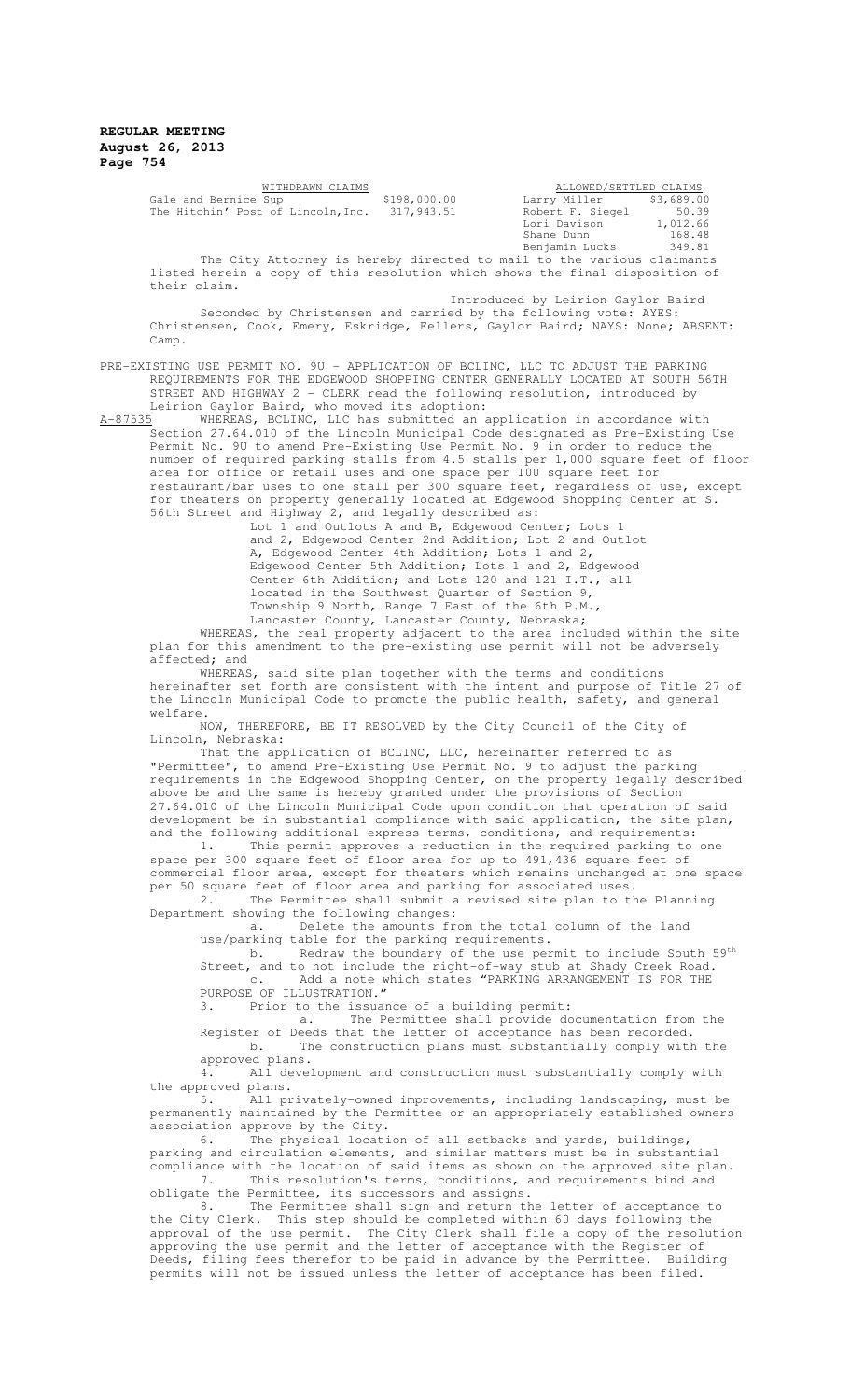| WITHDRAWN CLAIMS | | ALLOWED/SETTLED CLAIMS | |
|---|---|---|---|
| Gale and Bernice Sup | $198,000.00 | Larry Miller | $3,689.00 |
| The Hitchin' Post of Lincoln, Inc. | 317,943.51 | Robert F. Siegel | 50.39 |
| | | Lori Davison | 1,012.66 |
| | | Shane Dunn | 168.48 |
| | | Benjamin Lucks | 349.81 |

The City Attorney is hereby directed to mail to the various claimants listed herein a copy of this resolution which shows the final disposition of their claim.

Introduced by Leirion Gaylor Baird

Seconded by Christensen and carried by the following vote: AYES: Christensen, Cook, Emery, Eskridge, Fellers, Gaylor Baird; NAYS: None; ABSENT: Camp.

PRE-EXISTING USE PERMIT NO. 9U - APPLICATION OF BCLINC, LLC TO ADJUST THE PARKING REQUIREMENTS FOR THE EDGEWOOD SHOPPING CENTER GENERALLY LOCATED AT SOUTH 56TH STREET AND HIGHWAY 2 - CLERK read the following resolution, introduced by Leirion Gaylor Baird, who moved its adoption:

A-87535 WHEREAS, BCLINC, LLC has submitted an application in accordance with Section 27.64.010 of the Lincoln Municipal Code designated as Pre-Existing Use Permit No. 9U to amend Pre-Existing Use Permit No. 9 in order to reduce the number of required parking stalls from 4.5 stalls per 1,000 square feet of floor area for office or retail uses and one space per 100 square feet for restaurant/bar uses to one stall per 300 square feet, regardless of use, except for theaters on property generally located at Edgewood Shopping Center at S. 56th Street and Highway 2, and legally described as:

Lot 1 and Outlots A and B, Edgewood Center; Lots 1 and 2, Edgewood Center 2nd Addition; Lot 2 and Outlot A, Edgewood Center 4th Addition; Lots 1 and 2, Edgewood Center 5th Addition; Lots 1 and 2, Edgewood Center 6th Addition; and Lots 120 and 121 I.T., all located in the Southwest Quarter of Section 9, Township 9 North, Range 7 East of the 6th P.M., Lancaster County, Lancaster County, Nebraska;

WHEREAS, the real property adjacent to the area included within the site plan for this amendment to the pre-existing use permit will not be adversely affected; and

WHEREAS, said site plan together with the terms and conditions hereinafter set forth are consistent with the intent and purpose of Title 27 of the Lincoln Municipal Code to promote the public health, safety, and general welfare.

NOW, THEREFORE, BE IT RESOLVED by the City Council of the City of Lincoln, Nebraska:

That the application of BCLINC, LLC, hereinafter referred to as "Permittee", to amend Pre-Existing Use Permit No. 9 to adjust the parking requirements in the Edgewood Shopping Center, on the property legally described above be and the same is hereby granted under the provisions of Section 27.64.010 of the Lincoln Municipal Code upon condition that operation of said development be in substantial compliance with said application, the site plan, and the following additional express terms, conditions, and requirements:

1. This permit approves a reduction in the required parking to one space per 300 square feet of floor area for up to 491,436 square feet of commercial floor area, except for theaters which remains unchanged at one space per 50 square feet of floor area and parking for associated uses.

2. The Permittee shall submit a revised site plan to the Planning Department showing the following changes:

   a. Delete the amounts from the total column of the land use/parking table for the parking requirements.

   b. Redraw the boundary of the use permit to include South 59th Street, and to not include the right-of-way stub at Shady Creek Road.

   c. Add a note which states "PARKING ARRANGEMENT IS FOR THE PURPOSE OF ILLUSTRATION."

3. Prior to the issuance of a building permit:

   a. The Permittee shall provide documentation from the Register of Deeds that the letter of acceptance has been recorded.

   b. The construction plans must substantially comply with the approved plans.

4. All development and construction must substantially comply with the approved plans.

5. All privately-owned improvements, including landscaping, must be permanently maintained by the Permittee or an appropriately established owners association approve by the City.

6. The physical location of all setbacks and yards, buildings, parking and circulation elements, and similar matters must be in substantial compliance with the location of said items as shown on the approved site plan.

7. This resolution's terms, conditions, and requirements bind and obligate the Permittee, its successors and assigns.

8. The Permittee shall sign and return the letter of acceptance to the City Clerk. This step should be completed within 60 days following the approval of the use permit. The City Clerk shall file a copy of the resolution approving the use permit and the letter of acceptance with the Register of Deeds, filing fees therefor to be paid in advance by the Permittee. Building permits will not be issued unless the letter of acceptance has been filed.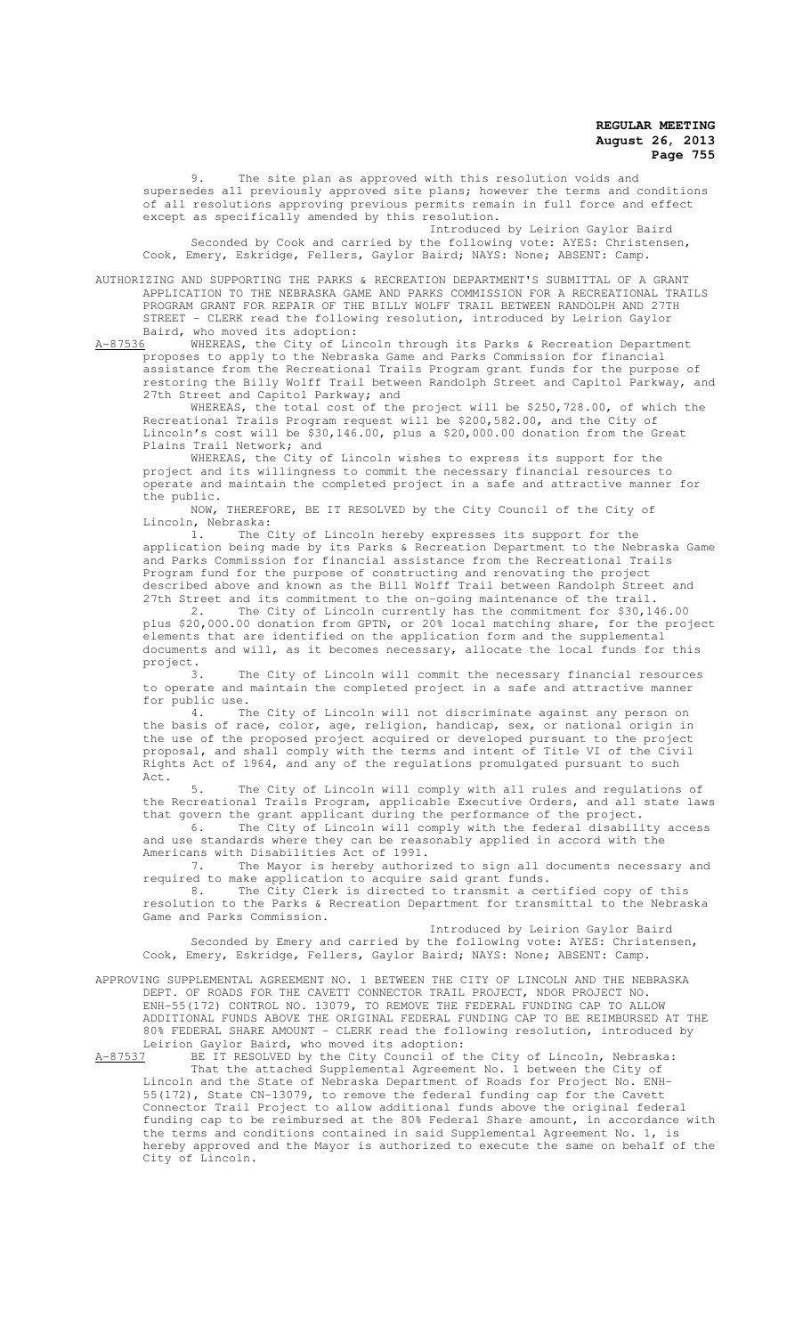9. The site plan as approved with this resolution voids and supersedes all previously approved site plans; however the terms and conditions of all resolutions approving previous permits remain in full force and effect except as specifically amended by this resolution.

Introduced by Leirion Gaylor Baird

Seconded by Cook and carried by the following vote: AYES: Christensen, Cook, Emery, Eskridge, Fellers, Gaylor Baird; NAYS: None; ABSENT: Camp.

AUTHORIZING AND SUPPORTING THE PARKS & RECREATION DEPARTMENT'S SUBMITTAL OF A GRANT APPLICATION TO THE NEBRASKA GAME AND PARKS COMMISSION FOR A RECREATIONAL TRAILS PROGRAM GRANT FOR REPAIR OF THE BILLY WOLFF TRAIL BETWEEN RANDOLPH AND 27TH STREET - CLERK read the following resolution, introduced by Leirion Gaylor Baird, who moved its adoption:

A-87536 WHEREAS, the City of Lincoln through its Parks & Recreation Department proposes to apply to the Nebraska Game and Parks Commission for financial assistance from the Recreational Trails Program grant funds for the purpose of restoring the Billy Wolff Trail between Randolph Street and Capitol Parkway, and 27th Street and Capitol Parkway; and

WHEREAS, the total cost of the project will be $250,728.00, of which the Recreational Trails Program request will be $200,582.00, and the City of Lincoln's cost will be $30,146.00, plus a $20,000.00 donation from the Great Plains Trail Network; and

WHEREAS, the City of Lincoln wishes to express its support for the project and its willingness to commit the necessary financial resources to operate and maintain the completed project in a safe and attractive manner for the public.

NOW, THEREFORE, BE IT RESOLVED by the City Council of the City of Lincoln, Nebraska:

1. The City of Lincoln hereby expresses its support for the application being made by its Parks & Recreation Department to the Nebraska Game and Parks Commission for financial assistance from the Recreational Trails Program fund for the purpose of constructing and renovating the project described above and known as the Bill Wolff Trail between Randolph Street and 27th Street and its commitment to the on-going maintenance of the trail.

2. The City of Lincoln currently has the commitment for $30,146.00 plus $20,000.00 donation from GPTN, or 20% local matching share, for the project elements that are identified on the application form and the supplemental documents and will, as it becomes necessary, allocate the local funds for this project.

3. The City of Lincoln will commit the necessary financial resources to operate and maintain the completed project in a safe and attractive manner for public use.

4. The City of Lincoln will not discriminate against any person on the basis of race, color, age, religion, handicap, sex, or national origin in the use of the proposed project acquired or developed pursuant to the project proposal, and shall comply with the terms and intent of Title VI of the Civil Rights Act of 1964, and any of the regulations promulgated pursuant to such Act.

5. The City of Lincoln will comply with all rules and regulations of the Recreational Trails Program, applicable Executive Orders, and all state laws that govern the grant applicant during the performance of the project.

6. The City of Lincoln will comply with the federal disability access and use standards where they can be reasonably applied in accord with the Americans with Disabilities Act of 1991.

7. The Mayor is hereby authorized to sign all documents necessary and required to make application to acquire said grant funds.

8. The City Clerk is directed to transmit a certified copy of this resolution to the Parks & Recreation Department for transmittal to the Nebraska Game and Parks Commission.

Introduced by Leirion Gaylor Baird

Seconded by Emery and carried by the following vote: AYES: Christensen, Cook, Emery, Eskridge, Fellers, Gaylor Baird; NAYS: None; ABSENT: Camp.

APPROVING SUPPLEMENTAL AGREEMENT NO. 1 BETWEEN THE CITY OF LINCOLN AND THE NEBRASKA DEPT. OF ROADS FOR THE CAVETT CONNECTOR TRAIL PROJECT, NDOR PROJECT NO. ENH-55(172) CONTROL NO. 13079, TO REMOVE THE FEDERAL FUNDING CAP TO ALLOW ADDITIONAL FUNDS ABOVE THE ORIGINAL FEDERAL FUNDING CAP TO BE REIMBURSED AT THE 80% FEDERAL SHARE AMOUNT - CLERK read the following resolution, introduced by Leirion Gaylor Baird, who moved its adoption:

A-87537 BE IT RESOLVED by the City Council of the City of Lincoln, Nebraska:

That the attached Supplemental Agreement No. 1 between the City of Lincoln and the State of Nebraska Department of Roads for Project No. ENH-55(172), State CN-13079, to remove the federal funding cap for the Cavett Connector Trail Project to allow additional funds above the original federal funding cap to be reimbursed at the 80% Federal Share amount, in accordance with the terms and conditions contained in said Supplemental Agreement No. 1, is hereby approved and the Mayor is authorized to execute the same on behalf of the City of Lincoln.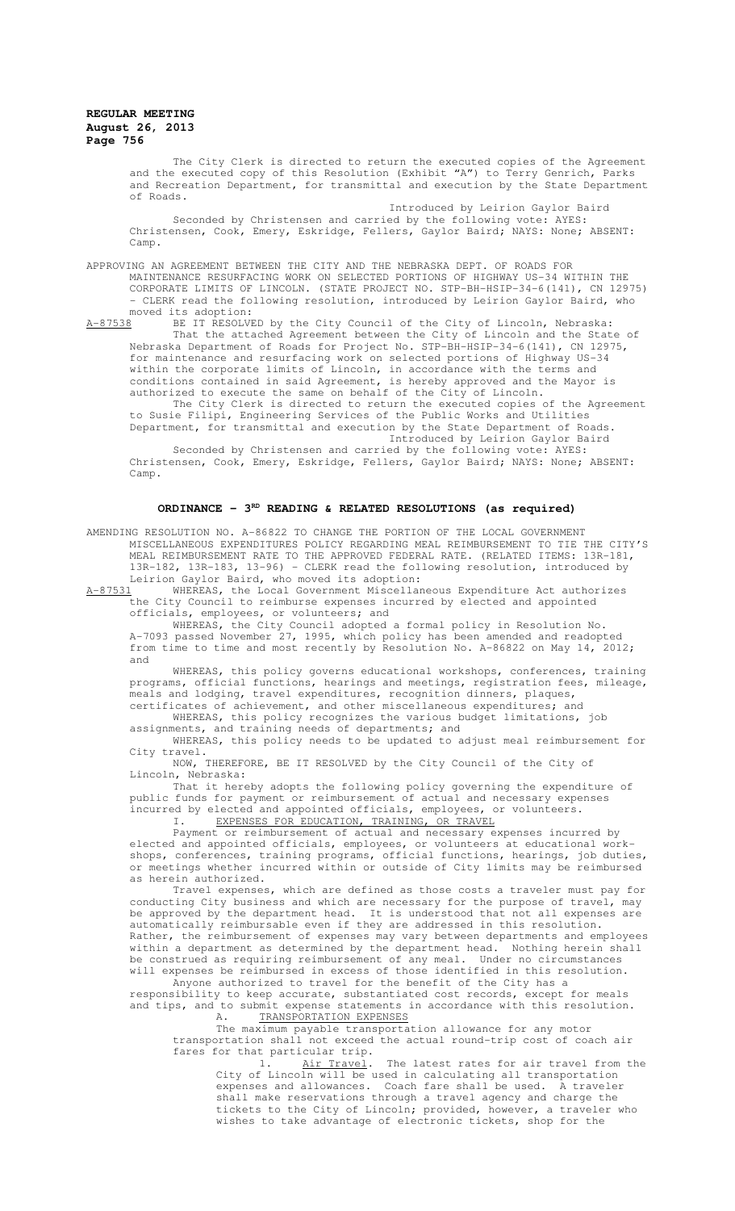The City Clerk is directed to return the executed copies of the Agreement and the executed copy of this Resolution (Exhibit "A") to Terry Genrich, Parks and Recreation Department, for transmittal and execution by the State Department of Roads.

Introduced by Leirion Gaylor Baird

Seconded by Christensen and carried by the following vote: AYES: Christensen, Cook, Emery, Eskridge, Fellers, Gaylor Baird; NAYS: None; ABSENT: Camp.

APPROVING AN AGREEMENT BETWEEN THE CITY AND THE NEBRASKA DEPT. OF ROADS FOR MAINTENANCE RESURFACING WORK ON SELECTED PORTIONS OF HIGHWAY US-34 WITHIN THE CORPORATE LIMITS OF LINCOLN. (STATE PROJECT NO. STP-BH-HSIP-34-6(141), CN 12975) - CLERK read the following resolution, introduced by Leirion Gaylor Baird, who moved its adoption:

A-87538 BE IT RESOLVED by the City Council of the City of Lincoln, Nebraska:

That the attached Agreement between the City of Lincoln and the State of Nebraska Department of Roads for Project No. STP-BH-HSIP-34-6(141), CN 12975, for maintenance and resurfacing work on selected portions of Highway US-34 within the corporate limits of Lincoln, in accordance with the terms and conditions contained in said Agreement, is hereby approved and the Mayor is authorized to execute the same on behalf of the City of Lincoln.

The City Clerk is directed to return the executed copies of the Agreement to Susie Filipi, Engineering Services of the Public Works and Utilities Department, for transmittal and execution by the State Department of Roads.

Introduced by Leirion Gaylor Baird

Seconded by Christensen and carried by the following vote: AYES: Christensen, Cook, Emery, Eskridge, Fellers, Gaylor Baird; NAYS: None; ABSENT: Camp.

## ORDINANCE - 3RD READING & RELATED RESOLUTIONS (as required)

AMENDING RESOLUTION NO. A-86822 TO CHANGE THE PORTION OF THE LOCAL GOVERNMENT MISCELLANEOUS EXPENDITURES POLICY REGARDING MEAL REIMBURSEMENT TO TIE THE CITY'S MEAL REIMBURSEMENT RATE TO THE APPROVED FEDERAL RATE. (RELATED ITEMS: 13R-181, 13R-182, 13R-183, 13-96) - CLERK read the following resolution, introduced by Leirion Gaylor Baird, who moved its adoption:

A-87531 WHEREAS, the Local Government Miscellaneous Expenditure Act authorizes the City Council to reimburse expenses incurred by elected and appointed officials, employees, or volunteers; and

WHEREAS, the City Council adopted a formal policy in Resolution No. A-7093 passed November 27, 1995, which policy has been amended and readopted from time to time and most recently by Resolution No. A-86822 on May 14, 2012; and

WHEREAS, this policy governs educational workshops, conferences, training programs, official functions, hearings and meetings, registration fees, mileage, meals and lodging, travel expenditures, recognition dinners, plaques, certificates of achievement, and other miscellaneous expenditures; and

WHEREAS, this policy recognizes the various budget limitations, job assignments, and training needs of departments; and

WHEREAS, this policy needs to be updated to adjust meal reimbursement for City travel.

NOW, THEREFORE, BE IT RESOLVED by the City Council of the City of Lincoln, Nebraska:

That it hereby adopts the following policy governing the expenditure of public funds for payment or reimbursement of actual and necessary expenses incurred by elected and appointed officials, employees, or volunteers.

I. EXPENSES FOR EDUCATION, TRAINING, OR TRAVEL

Payment or reimbursement of actual and necessary expenses incurred by elected and appointed officials, employees, or volunteers at educational workshops, conferences, training programs, official functions, hearings, job duties, or meetings whether incurred within or outside of City limits may be reimbursed as herein authorized.

Travel expenses, which are defined as those costs a traveler must pay for conducting City business and which are necessary for the purpose of travel, may be approved by the department head. It is understood that not all expenses are automatically reimbursable even if they are addressed in this resolution. Rather, the reimbursement of expenses may vary between departments and employees within a department as determined by the department head. Nothing herein shall be construed as requiring reimbursement of any meal. Under no circumstances will expenses be reimbursed in excess of those identified in this resolution.

Anyone authorized to travel for the benefit of the City has a responsibility to keep accurate, substantiated cost records, except for meals and tips, and to submit expense statements in accordance with this resolution.

A. TRANSPORTATION EXPENSES

The maximum payable transportation allowance for any motor transportation shall not exceed the actual round-trip cost of coach air fares for that particular trip.

1. Air Travel. The latest rates for air travel from the City of Lincoln will be used in calculating all transportation expenses and allowances. Coach fare shall be used. A traveler shall make reservations through a travel agency and charge the tickets to the City of Lincoln; provided, however, a traveler who wishes to take advantage of electronic tickets, shop for the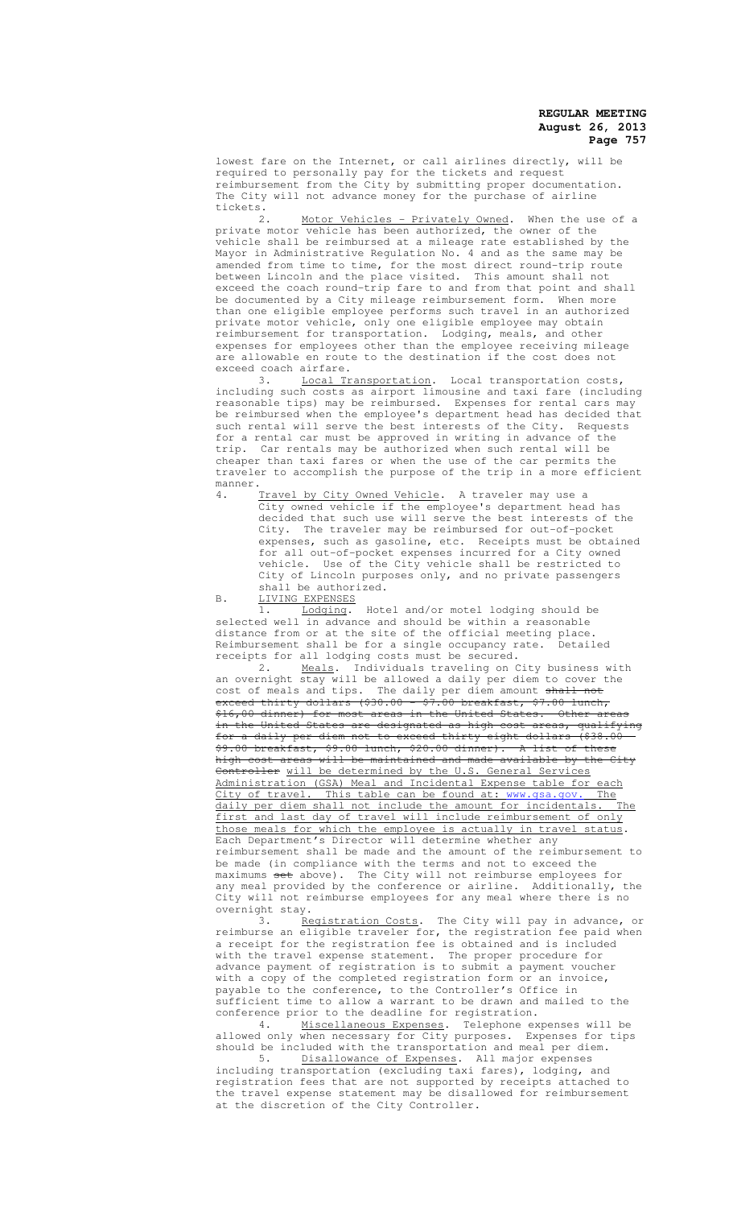lowest fare on the Internet, or call airlines directly, will be required to personally pay for the tickets and request reimbursement from the City by submitting proper documentation. The City will not advance money for the purchase of airline tickets.

2. Motor Vehicles - Privately Owned. When the use of a private motor vehicle has been authorized, the owner of the vehicle shall be reimbursed at a mileage rate established by the Mayor in Administrative Regulation No. 4 and as the same may be amended from time to time, for the most direct round-trip route between Lincoln and the place visited. This amount shall not exceed the coach round-trip fare to and from that point and shall be documented by a City mileage reimbursement form. When more than one eligible employee performs such travel in an authorized private motor vehicle, only one eligible employee may obtain reimbursement for transportation. Lodging, meals, and other expenses for employees other than the employee receiving mileage are allowable en route to the destination if the cost does not exceed coach airfare.

3. Local Transportation. Local transportation costs, including such costs as airport limousine and taxi fare (including reasonable tips) may be reimbursed. Expenses for rental cars may be reimbursed when the employee's department head has decided that such rental will serve the best interests of the City. Requests for a rental car must be approved in writing in advance of the trip. Car rentals may be authorized when such rental will be cheaper than taxi fares or when the use of the car permits the traveler to accomplish the purpose of the trip in a more efficient manner.

4. Travel by City Owned Vehicle. A traveler may use a City owned vehicle if the employee's department head has decided that such use will serve the best interests of the City. The traveler may be reimbursed for out-of-pocket expenses, such as gasoline, etc. Receipts must be obtained for all out-of-pocket expenses incurred for a City owned vehicle. Use of the City vehicle shall be restricted to City of Lincoln purposes only, and no private passengers shall be authorized.

B. LIVING EXPENSES

1. Lodging. Hotel and/or motel lodging should be selected well in advance and should be within a reasonable distance from or at the site of the official meeting place. Reimbursement shall be for a single occupancy rate. Detailed receipts for all lodging costs must be secured.

2. Meals. Individuals traveling on City business with an overnight stay will be allowed a daily per diem to cover the cost of meals and tips. The daily per diem amount ~~shall not exceed thirty dollars ($30.00 - $7.00 breakfast, $7.00 lunch, $16,00 dinner) for most areas in the United States. Other areas in the United States are designated as high cost areas, qualifying for a daily per diem not to exceed thirty eight dollars ($38.00 - $9.00 breakfast, $9.00 lunch, $20.00 dinner). A list of these high cost areas will be maintained and made available by the City Controller~~ will be determined by the U.S. General Services Administration (GSA) Meal and Incidental Expense table for each City of travel. This table can be found at: www.gsa.gov. The daily per diem shall not include the amount for incidentals. The first and last day of travel will include reimbursement of only those meals for which the employee is actually in travel status. Each Department's Director will determine whether any reimbursement shall be made and the amount of the reimbursement to be made (in compliance with the terms and not to exceed the maximums ~~set~~ above). The City will not reimburse employees for any meal provided by the conference or airline. Additionally, the City will not reimburse employees for any meal where there is no overnight stay.

3. Registration Costs. The City will pay in advance, or reimburse an eligible traveler for, the registration fee paid when a receipt for the registration fee is obtained and is included with the travel expense statement. The proper procedure for advance payment of registration is to submit a payment voucher with a copy of the completed registration form or an invoice, payable to the conference, to the Controller's Office in sufficient time to allow a warrant to be drawn and mailed to the conference prior to the deadline for registration.

4. Miscellaneous Expenses. Telephone expenses will be allowed only when necessary for City purposes. Expenses for tips should be included with the transportation and meal per diem.

5. Disallowance of Expenses. All major expenses including transportation (excluding taxi fares), lodging, and registration fees that are not supported by receipts attached to the travel expense statement may be disallowed for reimbursement at the discretion of the City Controller.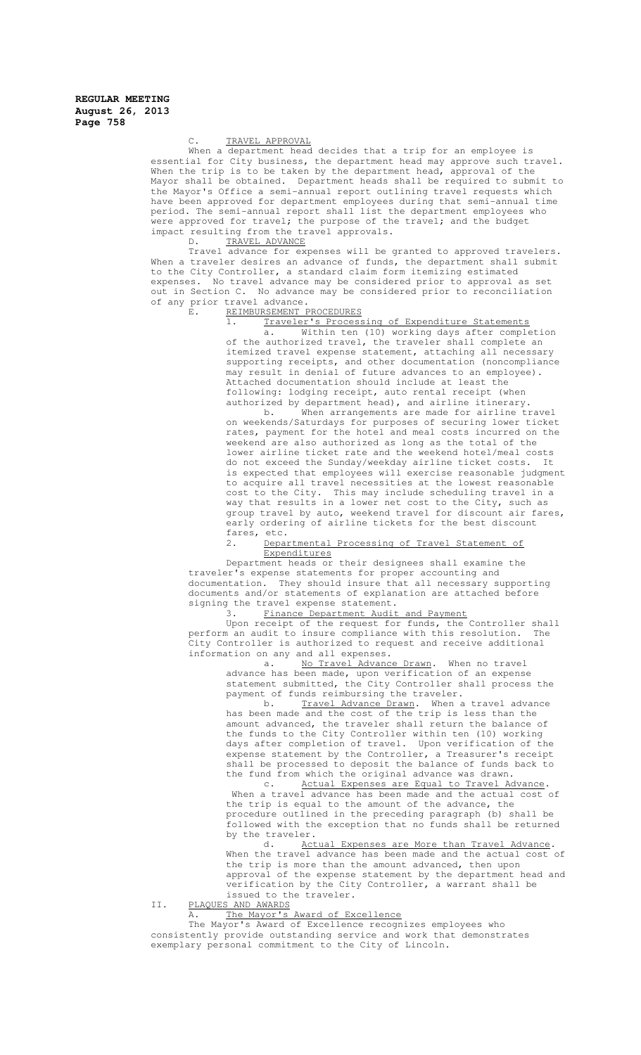C. TRAVEL APPROVAL

When a department head decides that a trip for an employee is essential for City business, the department head may approve such travel. When the trip is to be taken by the department head, approval of the Mayor shall be obtained. Department heads shall be required to submit to the Mayor's Office a semi-annual report outlining travel requests which have been approved for department employees during that semi-annual time period. The semi-annual report shall list the department employees who were approved for travel; the purpose of the travel; and the budget impact resulting from the travel approvals.

D. TRAVEL ADVANCE

Travel advance for expenses will be granted to approved travelers. When a traveler desires an advance of funds, the department shall submit to the City Controller, a standard claim form itemizing estimated expenses. No travel advance may be considered prior to approval as set out in Section C. No advance may be considered prior to reconciliation of any prior travel advance.

E. REIMBURSEMENT PROCEDURES

1. Traveler's Processing of Expenditure Statements

a. Within ten (10) working days after completion of the authorized travel, the traveler shall complete an itemized travel expense statement, attaching all necessary supporting receipts, and other documentation (noncompliance may result in denial of future advances to an employee). Attached documentation should include at least the following: lodging receipt, auto rental receipt (when authorized by department head), and airline itinerary.

b. When arrangements are made for airline travel on weekends/Saturdays for purposes of securing lower ticket rates, payment for the hotel and meal costs incurred on the weekend are also authorized as long as the total of the lower airline ticket rate and the weekend hotel/meal costs do not exceed the Sunday/weekday airline ticket costs. It is expected that employees will exercise reasonable judgment to acquire all travel necessities at the lowest reasonable cost to the City. This may include scheduling travel in a way that results in a lower net cost to the City, such as group travel by auto, weekend travel for discount air fares, early ordering of airline tickets for the best discount fares, etc.

2. Departmental Processing of Travel Statement of Expenditures

Department heads or their designees shall examine the traveler's expense statements for proper accounting and documentation. They should insure that all necessary supporting documents and/or statements of explanation are attached before signing the travel expense statement.

3. Finance Department Audit and Payment

Upon receipt of the request for funds, the Controller shall perform an audit to insure compliance with this resolution. The City Controller is authorized to request and receive additional information on any and all expenses.

a. No Travel Advance Drawn. When no travel advance has been made, upon verification of an expense statement submitted, the City Controller shall process the payment of funds reimbursing the traveler.

b. Travel Advance Drawn. When a travel advance has been made and the cost of the trip is less than the amount advanced, the traveler shall return the balance of the funds to the City Controller within ten (10) working days after completion of travel. Upon verification of the expense statement by the Controller, a Treasurer's receipt shall be processed to deposit the balance of funds back to the fund from which the original advance was drawn.

c. Actual Expenses are Equal to Travel Advance. When a travel advance has been made and the actual cost of the trip is equal to the amount of the advance, the procedure outlined in the preceding paragraph (b) shall be followed with the exception that no funds shall be returned by the traveler.

d. Actual Expenses are More than Travel Advance. When the travel advance has been made and the actual cost of the trip is more than the amount advanced, then upon approval of the expense statement by the department head and verification by the City Controller, a warrant shall be issued to the traveler.

II. PLAQUES AND AWARDS

A. The Mayor's Award of Excellence

The Mayor's Award of Excellence recognizes employees who consistently provide outstanding service and work that demonstrates exemplary personal commitment to the City of Lincoln.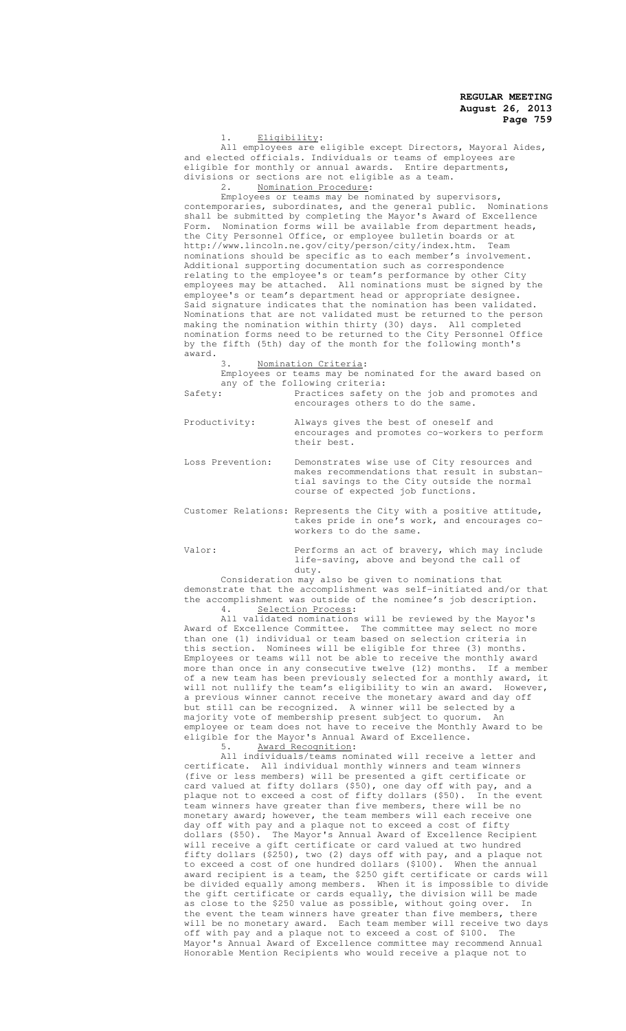1. Eligibility:

All employees are eligible except Directors, Mayoral Aides, and elected officials. Individuals or teams of employees are eligible for monthly or annual awards. Entire departments, divisions or sections are not eligible as a team.

2. Nomination Procedure:

Employees or teams may be nominated by supervisors, contemporaries, subordinates, and the general public. Nominations shall be submitted by completing the Mayor's Award of Excellence Form. Nomination forms will be available from department heads, the City Personnel Office, or employee bulletin boards or at http://www.lincoln.ne.gov/city/person/city/index.htm. Team nominations should be specific as to each member's involvement. Additional supporting documentation such as correspondence relating to the employee's or team's performance by other City employees may be attached. All nominations must be signed by the employee's or team's department head or appropriate designee. Said signature indicates that the nomination has been validated. Nominations that are not validated must be returned to the person making the nomination within thirty (30) days. All completed nomination forms need to be returned to the City Personnel Office by the fifth (5th) day of the month for the following month's award.

3. Nomination Criteria:

Employees or teams may be nominated for the award based on any of the following criteria:

Safety: Practices safety on the job and promotes and encourages others to do the same.

Productivity: Always gives the best of oneself and encourages and promotes co-workers to perform their best.

Loss Prevention: Demonstrates wise use of City resources and makes recommendations that result in substantial savings to the City outside the normal course of expected job functions.

Customer Relations: Represents the City with a positive attitude, takes pride in one's work, and encourages co-workers to do the same.

Valor: Performs an act of bravery, which may include life-saving, above and beyond the call of duty.

Consideration may also be given to nominations that demonstrate that the accomplishment was self-initiated and/or that the accomplishment was outside of the nominee's job description.

4. Selection Process:

All validated nominations will be reviewed by the Mayor's Award of Excellence Committee. The committee may select no more than one (1) individual or team based on selection criteria in this section. Nominees will be eligible for three (3) months. Employees or teams will not be able to receive the monthly award more than once in any consecutive twelve (12) months. If a member of a new team has been previously selected for a monthly award, it will not nullify the team's eligibility to win an award. However, a previous winner cannot receive the monetary award and day off but still can be recognized. A winner will be selected by a majority vote of membership present subject to quorum. An employee or team does not have to receive the Monthly Award to be eligible for the Mayor's Annual Award of Excellence.

5. Award Recognition:

All individuals/teams nominated will receive a letter and certificate. All individual monthly winners and team winners (five or less members) will be presented a gift certificate or card valued at fifty dollars ($50), one day off with pay, and a plaque not to exceed a cost of fifty dollars ($50). In the event team winners have greater than five members, there will be no monetary award; however, the team members will each receive one day off with pay and a plaque not to exceed a cost of fifty dollars ($50). The Mayor's Annual Award of Excellence Recipient will receive a gift certificate or card valued at two hundred fifty dollars ($250), two (2) days off with pay, and a plaque not to exceed a cost of one hundred dollars ($100). When the annual award recipient is a team, the $250 gift certificate or cards will be divided equally among members. When it is impossible to divide the gift certificate or cards equally, the division will be made as close to the $250 value as possible, without going over. In the event the team winners have greater than five members, there will be no monetary award. Each team member will receive two days off with pay and a plaque not to exceed a cost of $100. The Mayor's Annual Award of Excellence committee may recommend Annual Honorable Mention Recipients who would receive a plaque not to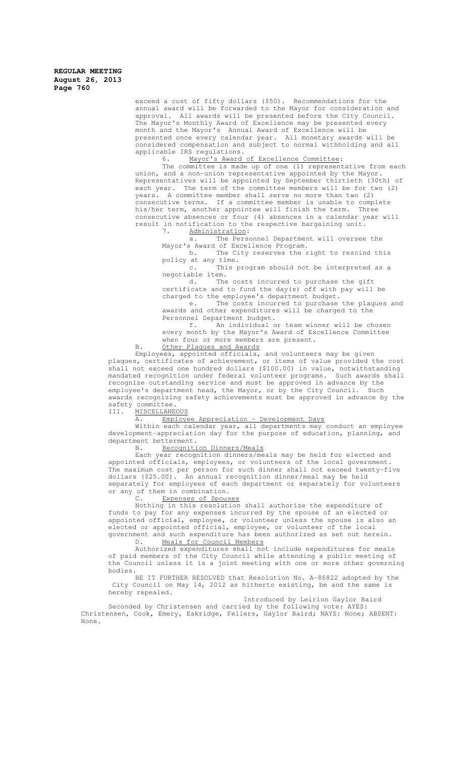exceed a cost of fifty dollars ($50). Recommendations for the annual award will be forwarded to the Mayor for consideration and approval. All awards will be presented before the City Council. The Mayor's Monthly Award of Excellence may be presented every month and the Mayor's Annual Award of Excellence will be presented once every calendar year. All monetary awards will be considered compensation and subject to normal withholding and all applicable IRS regulations.

6. Mayor's Award of Excellence Committee:

The committee is made up of one (1) representative from each union, and a non-union representative appointed by the Mayor. Representatives will be appointed by September thirtieth (30th) of each year. The term of the committee members will be for two (2) years. A committee member shall serve no more than two (2) consecutive terms. If a committee member is unable to complete his/her term, another appointee will finish the term. Three consecutive absences or four (4) absences in a calendar year will result in notification to the respective bargaining unit.

7. Administration:

a. The Personnel Department will oversee the Mayor's Award of Excellence Program.

b. The City reserves the right to rescind this policy at any time.

c. This program should not be interpreted as a negotiable item.

d. The costs incurred to purchase the gift certificate and to fund the day(s) off with pay will be charged to the employee's department budget.

e. The costs incurred to purchase the plaques and awards and other expenditures will be charged to the Personnel Department budget.

f. An individual or team winner will be chosen every month by the Mayor's Award of Excellence Committee when four or more members are present.

B. Other Plaques and Awards

Employees, appointed officials, and volunteers may be given plaques, certificates of achievement, or items of value provided the cost shall not exceed one hundred dollars ($100.00) in value, notwithstanding mandated recognition under federal volunteer programs. Such awards shall recognize outstanding service and must be approved in advance by the employee's department head, the Mayor, or by the City Council. Such awards recognizing safety achievements must be approved in advance by the safety committee.

III. MISCELLANEOUS

A. Employee Appreciation - Development Days

Within each calendar year, all departments may conduct an employee development-appreciation day for the purpose of education, planning, and department betterment.

B. Recognition Dinners/Meals

Each year recognition dinners/meals may be held for elected and appointed officials, employees, or volunteers of the local government. The maximum cost per person for such dinner shall not exceed twenty-five dollars ($25.00). An annual recognition dinner/meal may be held separately for employees of each department or separately for volunteers or any of them in combination.

C. Expenses of Spouses

Nothing in this resolution shall authorize the expenditure of funds to pay for any expenses incurred by the spouse of an elected or appointed official, employee, or volunteer unless the spouse is also an elected or appointed official, employee, or volunteer of the local government and such expenditure has been authorized as set out herein.

D. Meals for Council Members

Authorized expenditures shall not include expenditures for meals of paid members of the City Council while attending a public meeting of the Council unless it is a joint meeting with one or more other governing bodies.

BE IT FURTHER RESOLVED that Resolution No. A-86822 adopted by the City Council on May 14, 2012 as hitherto existing, be and the same is hereby repealed.

Introduced by Leirion Gaylor Baird

Seconded by Christensen and carried by the following vote: AYES: Christensen, Cook, Emery, Eskridge, Fellers, Gaylor Baird; NAYS: None; ABSENT: None.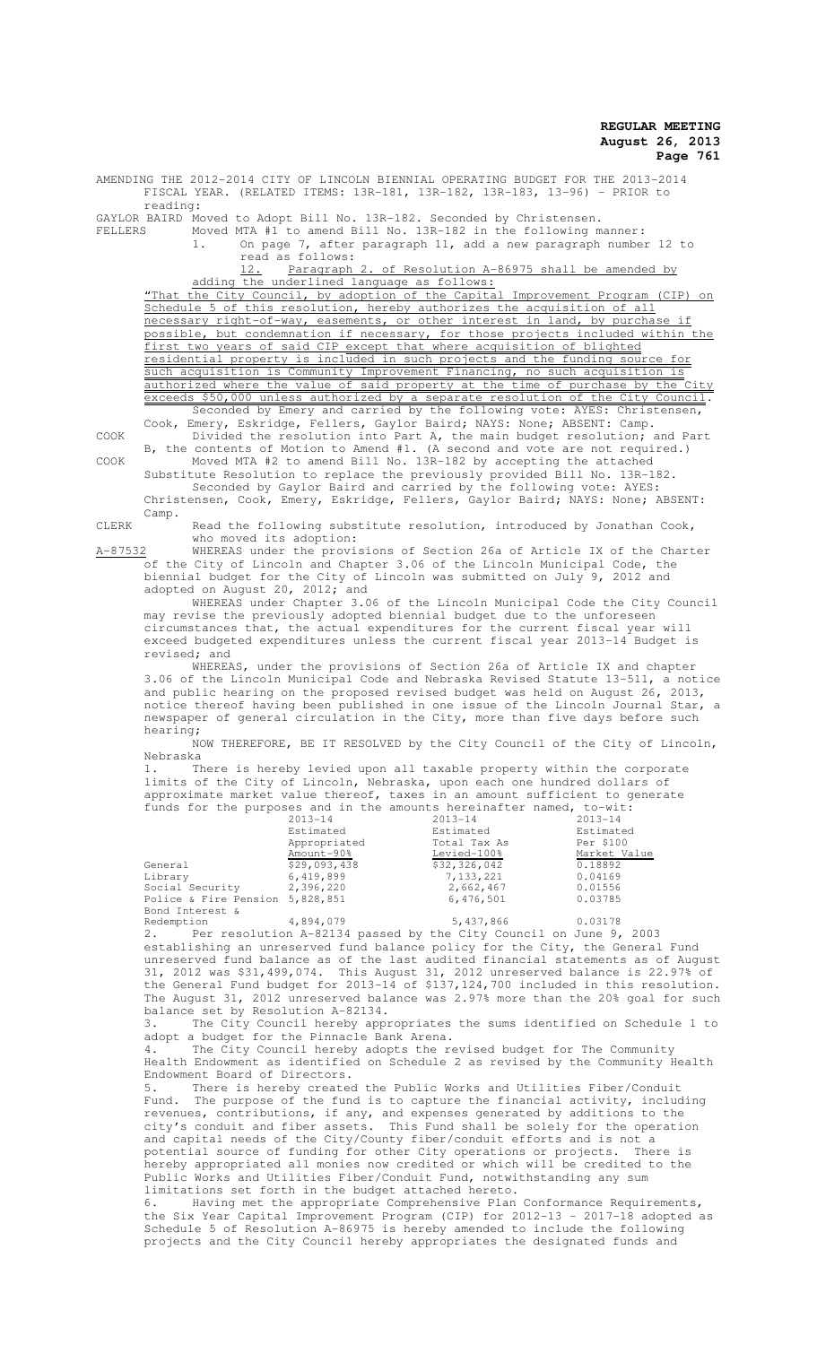AMENDING THE 2012-2014 CITY OF LINCOLN BIENNIAL OPERATING BUDGET FOR THE 2013-2014 FISCAL YEAR. (RELATED ITEMS: 13R-181, 13R-182, 13R-183, 13-96) - PRIOR to reading:

GAYLOR BAIRD Moved to Adopt Bill No. 13R-182. Seconded by Christensen.

FELLERS Moved MTA #1 to amend Bill No. 13R-182 in the following manner:

1. On page 7, after paragraph 11, add a new paragraph number 12 to read as follows:

<u>12. Paragraph 2. of Resolution A-86975 shall be amended by adding the underlined language as follows:</u>

<u>"That the City Council, by adoption of the Capital Improvement Program (CIP) on Schedule 5 of this resolution, hereby authorizes the acquisition of all necessary right-of-way, easements, or other interest in land, by purchase if possible, but condemnation if necessary, for those projects included within the first two years of said CIP except that where acquisition of blighted residential property is included in such projects and the funding source for such acquisition is Community Improvement Financing, no such acquisition is authorized where the value of said property at the time of purchase by the City exceeds $50,000 unless authorized by a separate resolution of the City Council.</u>

Seconded by Emery and carried by the following vote: AYES: Christensen, Cook, Emery, Eskridge, Fellers, Gaylor Baird; NAYS: None; ABSENT: Camp.

COOK Divided the resolution into Part A, the main budget resolution; and Part B, the contents of Motion to Amend #1. (A second and vote are not required.)

COOK Moved MTA #2 to amend Bill No. 13R-182 by accepting the attached Substitute Resolution to replace the previously provided Bill No. 13R-182.

Seconded by Gaylor Baird and carried by the following vote: AYES: Christensen, Cook, Emery, Eskridge, Fellers, Gaylor Baird; NAYS: None; ABSENT: Camp.

CLERK Read the following substitute resolution, introduced by Jonathan Cook, who moved its adoption:

<u>A-87532</u> WHEREAS under the provisions of Section 26a of Article IX of the Charter of the City of Lincoln and Chapter 3.06 of the Lincoln Municipal Code, the biennial budget for the City of Lincoln was submitted on July 9, 2012 and adopted on August 20, 2012; and

WHEREAS under Chapter 3.06 of the Lincoln Municipal Code the City Council may revise the previously adopted biennial budget due to the unforeseen circumstances that, the actual expenditures for the current fiscal year will exceed budgeted expenditures unless the current fiscal year 2013-14 Budget is revised; and

WHEREAS, under the provisions of Section 26a of Article IX and chapter 3.06 of the Lincoln Municipal Code and Nebraska Revised Statute 13-511, a notice and public hearing on the proposed revised budget was held on August 26, 2013, notice thereof having been published in one issue of the Lincoln Journal Star, a newspaper of general circulation in the City, more than five days before such hearing;

NOW THEREFORE, BE IT RESOLVED by the City Council of the City of Lincoln, Nebraska

1. There is hereby levied upon all taxable property within the corporate limits of the City of Lincoln, Nebraska, upon each one hundred dollars of approximate market value thereof, taxes in an amount sufficient to generate funds for the purposes and in the amounts hereinafter named, to-wit:

| | 2013-14 Estimated Appropriated Amount-90% | 2013-14 Estimated Total Tax As Levied-100% | 2013-14 Estimated Per $100 Market Value |
|---|---|---|---|
| General | $29,093,438 | $32,326,042 | 0.18892 |
| Library | 6,419,899 | 7,133,221 | 0.04169 |
| Social Security | 2,396,220 | 2,662,467 | 0.01556 |
| Police & Fire Pension | 5,828,851 | 6,476,501 | 0.03785 |
| Bond Interest & Redemption | 4,894,079 | 5,437,866 | 0.03178 |

2. Per resolution A-82134 passed by the City Council on June 9, 2003 establishing an unreserved fund balance policy for the City, the General Fund unreserved fund balance as of the last audited financial statements as of August 31, 2012 was $31,499,074. This August 31, 2012 unreserved balance is 22.97% of the General Fund budget for 2013-14 of $137,124,700 included in this resolution. The August 31, 2012 unreserved balance was 2.97% more than the 20% goal for such balance set by Resolution A-82134.

3. The City Council hereby appropriates the sums identified on Schedule 1 to adopt a budget for the Pinnacle Bank Arena.

4. The City Council hereby adopts the revised budget for The Community Health Endowment as identified on Schedule 2 as revised by the Community Health Endowment Board of Directors.

5. There is hereby created the Public Works and Utilities Fiber/Conduit Fund. The purpose of the fund is to capture the financial activity, including revenues, contributions, if any, and expenses generated by additions to the city's conduit and fiber assets. This Fund shall be solely for the operation and capital needs of the City/County fiber/conduit efforts and is not a potential source of funding for other City operations or projects. There is hereby appropriated all monies now credited or which will be credited to the Public Works and Utilities Fiber/Conduit Fund, notwithstanding any sum limitations set forth in the budget attached hereto.

6. Having met the appropriate Comprehensive Plan Conformance Requirements, the Six Year Capital Improvement Program (CIP) for 2012-13 - 2017-18 adopted as Schedule 5 of Resolution A-86975 is hereby amended to include the following projects and the City Council hereby appropriates the designated funds and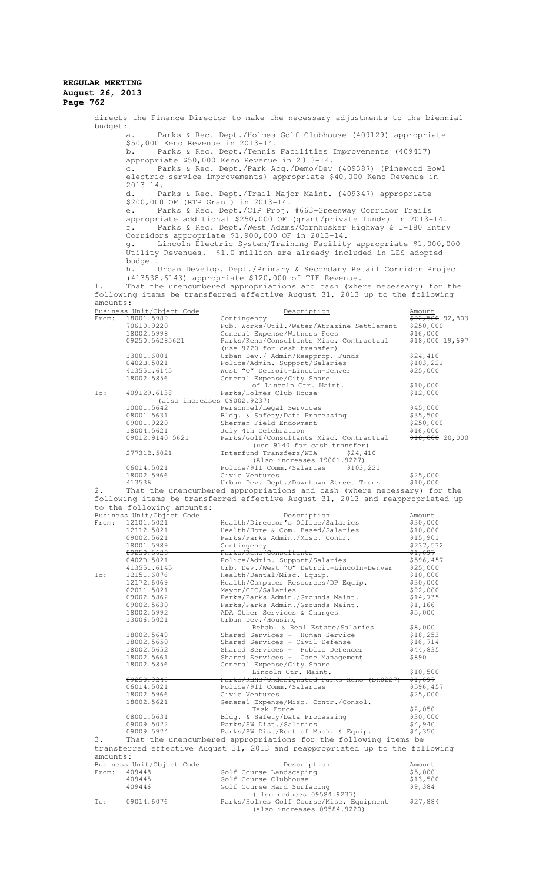directs the Finance Director to make the necessary adjustments to the biennial budget:

a. Parks & Rec. Dept./Holmes Golf Clubhouse (409129) appropriate $50,000 Keno Revenue in 2013-14.

b. Parks & Rec. Dept./Tennis Facilities Improvements (409417) appropriate $50,000 Keno Revenue in 2013-14.

c. Parks & Rec. Dept./Park Acq./Demo/Dev (409387) (Pinewood Bowl electric service improvements) appropriate $40,000 Keno Revenue in 2013-14.

d. Parks & Rec. Dept./Trail Major Maint. (409347) appropriate $200,000 of (RTP Grant) in 2013-14.

e. Parks & Rec. Dept./CIP Proj. #663-Greenway Corridor Trails appropriate additional $250,000 OF (grant/private funds) in 2013-14.

f. Parks & Rec. Dept./West Adams/Cornhusker Highway & I-180 Entry Corridors appropriate $1,900,000 OF in 2013-14.

g. Lincoln Electric System/Training Facility appropriate $1,000,000 Utility Revenues. $1.0 million are already included in LES adopted budget.

h. Urban Develop. Dept./Primary & Secondary Retail Corridor Project (413538.6143) appropriate $120,000 of TIF Revenue.

1. That the unencumbered appropriations and cash (where necessary) for the following items be transferred effective August 31, 2013 up to the following amounts:

| | Business Unit/Object Code | Description | Amount |
|---|---|---|---|
| From: | 18001.5989 | Contingency | ~~$92,500~~ 92,803 |
| | 70610.9220 | Pub. Works/Util./Water/Atrazine Settlement | $250,000 |
| | 18002.5998 | General Expense/Witness Fees | $16,000 |
| | 09250.56285621 | Parks/Keno/~~Consultants~~ Misc. Contractual (use 9220 for cash transfer) | ~~$18,000~~ 19,697 |
| | 13001.6001 | Urban Dev./ Admin/Reapprop. Funds | $24,410 |
| | 0402B.5021 | Police/Admin. Support/Salaries | $103,221 |
| | 413551.6145 | West "O" Detroit-Lincoln-Denver | $25,000 |
| | 18002.5856 | General Expense/City Share of Lincoln Ctr. Maint. | $10,000 |
| To: | 409129.6138 | Parks/Holmes Club House (also increases 09002.9237) | $12,000 |
| | 10001.5642 | Personnel/Legal Services | $45,000 |
| | 08001.5631 | Bldg. & Safety/Data Processing | $35,500 |
| | 09001.9220 | Sherman Field Endowment | $250,000 |
| | 18004.5621 | July 4th Celebration | $16,000 |
| | 09012.9140 5621 | Parks/Golf/Consultants Misc. Contractual (use 9140 for cash transfer) | ~~$18,000~~ 20,000 |
| | 277312.5021 | Interfund Transfers/WIA $24,410 (Also increases 19001.9227) | |
| | 06014.5021 | Police/911 Comm./Salaries $103,221 | |
| | 18002.5966 | Civic Ventures | $25,000 |
| | 413536 | Urban Dev. Dept./Downtown Street Trees | $10,000 |

2. That the unencumbered appropriations and cash (where necessary) for the following items be transferred effective August 31, 2013 and reappropriated up to the following amounts:

| | Business Unit/Object Code | Description | Amount |
|---|---|---|---|
| From: | 12101.5021 | Health/Director's Office/Salaries | $30,000 |
| | 12112.5021 | Health/Home & Com. Based/Salaries | $10,000 |
| | 09002.5621 | Parks/Parks Admin./Misc. Contr. | $15,901 |
| | 18001.5989 | Contingency | $237,532 |
| | ~~09250.5628~~ | ~~Parks/Keno/Consultants~~ | ~~$1,697~~ |
| | 0402B.5021 | Police/Admin. Support/Salaries | $596,457 |
| | 413551.6145 | Urb. Dev./West "O" Detroit-Lincoln-Denver | $25,000 |
| To: | 12151.6076 | Health/Dental/Misc. Equip. | $10,000 |
| | 12172.6069 | Health/Computer Resources/DP Equip. | $30,000 |
| | 02011.5021 | Mayor/CIC/Salaries | $92,000 |
| | 09002.5862 | Parks/Parks Admin./Grounds Maint. | $14,735 |
| | 09002.5630 | Parks/Parks Admin./Grounds Maint. | $1,166 |
| | 18002.5992 | ADA Other Services & Charges | $5,000 |
| | 13006.5021 | Urban Dev./Housing Rehab. & Real Estate/Salaries | $8,000 |
| | 18002.5649 | Shared Services - Human Service | $18,253 |
| | 18002.5650 | Shared Services - Civil Defense | $16,714 |
| | 18002.5652 | Shared Services - Public Defender | $44,835 |
| | 18002.5661 | Shared Services - Case Management | $890 |
| | 18002.5856 | General Expense/City Share Lincoln Ctr. Maint. | $10,500 |
| | ~~09250.9246~~ | ~~Parks/KENO/Undesignated Parks Keno (BR8227)~~ | ~~$1,697~~ |
| | 06014.5021 | Police/911 Comm./Salaries | $596,457 |
| | 18002.5966 | Civic Ventures | $25,000 |
| | 18002.5621 | General Expense/Misc. Contr./Consol. Task Force | $2,050 |
| | 08001.5631 | Bldg. & Safety/Data Processing | $30,000 |
| | 09009.5022 | Parks/SW Dist./Salaries | $4,940 |
| | 09009.5924 | Parks/SW Dist/Rent of Mach. & Equip. | $4,350 |

3. That the unencumbered appropriations for the following items be transferred effective August 31, 2013 and reappropriated up to the following amounts:

| | Business Unit/Object Code | Description | Amount |
|---|---|---|---|
| From: | 409448 | Golf Course Landscaping | $5,000 |
| | 409445 | Golf Course Clubhouse | $13,500 |
| | 409446 | Golf Course Hard Surfacing (also reduces 09584.9237) | $9,384 |
| To: | 09014.6076 | Parks/Holmes Golf Course/Misc. Equipment (also increases 09584.9220) | $27,884 |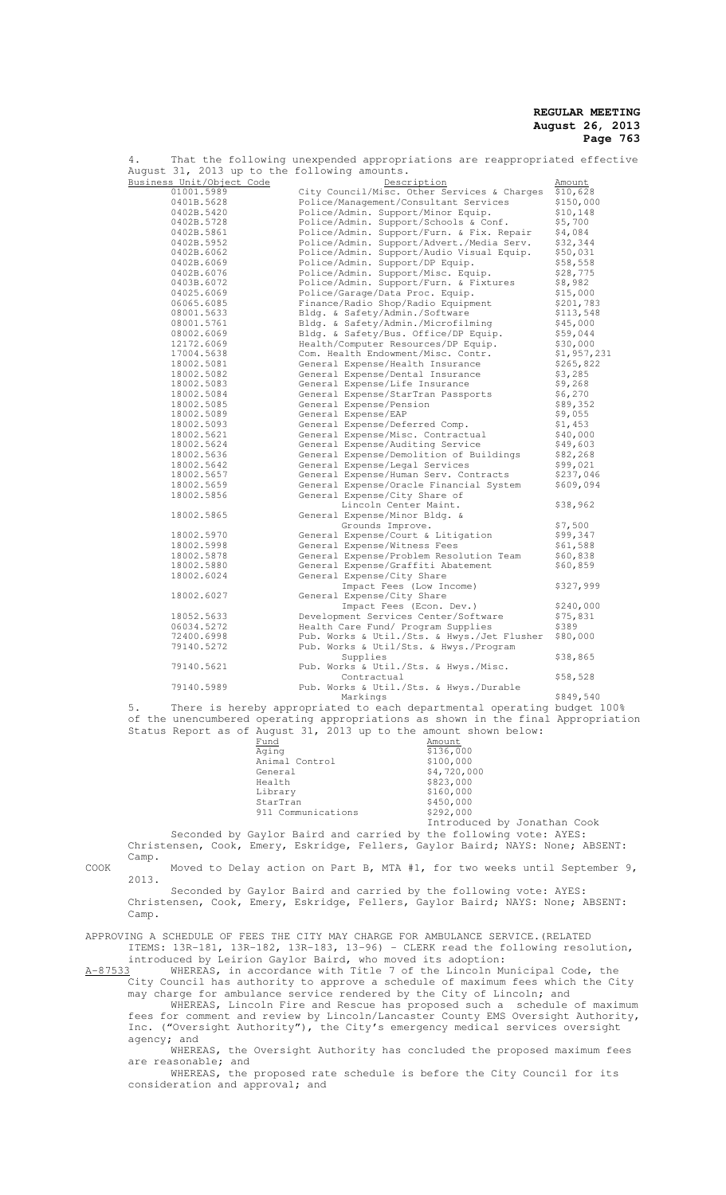4. That the following unexpended appropriations are reappropriated effective August 31, 2013 up to the following amounts.

| Business Unit/Object Code | Description | Amount |
|---|---|---|
| 01001.5989 | City Council/Misc. Other Services & Charges | $10,628 |
| 0401B.5628 | Police/Management/Consultant Services | $150,000 |
| 0402B.5420 | Police/Admin. Support/Minor Equip. | $10,148 |
| 0402B.5728 | Police/Admin. Support/Schools & Conf. | $5,700 |
| 0402B.5861 | Police/Admin. Support/Furn. & Fix. Repair | $4,084 |
| 0402B.5952 | Police/Admin. Support/Advert./Media Serv. | $32,344 |
| 0402B.6062 | Police/Admin. Support/Audio Visual Equip. | $50,031 |
| 0402B.6069 | Police/Admin. Support/DP Equip. | $58,558 |
| 0402B.6076 | Police/Admin. Support/Misc. Equip. | $28,775 |
| 0403B.6072 | Police/Admin. Support/Furn. & Fixtures | $8,982 |
| 04025.6069 | Police/Garage/Data Proc. Equip. | $15,000 |
| 06065.6085 | Finance/Radio Shop/Radio Equipment | $201,783 |
| 08001.5633 | Bldg. & Safety/Admin./Software | $113,548 |
| 08001.5761 | Bldg. & Safety/Admin./Microfilming | $45,000 |
| 08002.6069 | Bldg. & Safety/Bus. Office/DP Equip. | $59,044 |
| 12172.6069 | Health/Computer Resources/DP Equip. | $30,000 |
| 17004.5638 | Com. Health Endowment/Misc. Contr. | $1,957,231 |
| 18002.5081 | General Expense/Health Insurance | $265,822 |
| 18002.5082 | General Expense/Dental Insurance | $3,285 |
| 18002.5083 | General Expense/Life Insurance | $9,268 |
| 18002.5084 | General Expense/StarTran Passports | $6,270 |
| 18002.5085 | General Expense/Pension | $89,352 |
| 18002.5089 | General Expense/EAP | $9,055 |
| 18002.5093 | General Expense/Deferred Comp. | $1,453 |
| 18002.5621 | General Expense/Misc. Contractual | $40,000 |
| 18002.5624 | General Expense/Auditing Service | $49,603 |
| 18002.5636 | General Expense/Demolition of Buildings | $82,268 |
| 18002.5642 | General Expense/Legal Services | $99,021 |
| 18002.5657 | General Expense/Human Serv. Contracts | $237,046 |
| 18002.5659 | General Expense/Oracle Financial System | $609,094 |
| 18002.5856 | General Expense/City Share of Lincoln Center Maint. | $38,962 |
| 18002.5865 | General Expense/Minor Bldg. & Grounds Improve. | $7,500 |
| 18002.5970 | General Expense/Court & Litigation | $99,347 |
| 18002.5998 | General Expense/Witness Fees | $61,588 |
| 18002.5878 | General Expense/Problem Resolution Team | $60,838 |
| 18002.5880 | General Expense/Graffiti Abatement | $60,859 |
| 18002.6024 | General Expense/City Share Impact Fees (Low Income) | $327,999 |
| 18002.6027 | General Expense/City Share Impact Fees (Econ. Dev.) | $240,000 |
| 18052.5633 | Development Services Center/Software | $75,831 |
| 06034.5272 | Health Care Fund/ Program Supplies | $389 |
| 72400.6998 | Pub. Works & Util./Sts. & Hwys./Jet Flusher | $80,000 |
| 79140.5272 | Pub. Works & Util/Sts. & Hwys./Program Supplies | $38,865 |
| 79140.5621 | Pub. Works & Util./Sts. & Hwys./Misc. Contractual | $58,528 |
| 79140.5989 | Pub. Works & Util./Sts. & Hwys./Durable Markings | $849,540 |

5. There is hereby appropriated to each departmental operating budget 100% of the unencumbered operating appropriations as shown in the final Appropriation Status Report as of August 31, 2013 up to the amount shown below:

| Fund | Amount |
|---|---|
| Aging | $136,000 |
| Animal Control | $100,000 |
| General | $4,720,000 |
| Health | $823,000 |
| Library | $160,000 |
| StarTran | $450,000 |
| 911 Communications | $292,000 |

Introduced by Jonathan Cook

Seconded by Gaylor Baird and carried by the following vote: AYES: Christensen, Cook, Emery, Eskridge, Fellers, Gaylor Baird; NAYS: None; ABSENT: Camp.

COOK Moved to Delay action on Part B, MTA #1, for two weeks until September 9, 2013.

Seconded by Gaylor Baird and carried by the following vote: AYES: Christensen, Cook, Emery, Eskridge, Fellers, Gaylor Baird; NAYS: None; ABSENT: Camp.

APPROVING A SCHEDULE OF FEES THE CITY MAY CHARGE FOR AMBULANCE SERVICE.(RELATED ITEMS: 13R-181, 13R-182, 13R-183, 13-96) - CLERK read the following resolution, introduced by Leirion Gaylor Baird, who moved its adoption:

A-87533 WHEREAS, in accordance with Title 7 of the Lincoln Municipal Code, the City Council has authority to approve a schedule of maximum fees which the City may charge for ambulance service rendered by the City of Lincoln; and

WHEREAS, Lincoln Fire and Rescue has proposed such a schedule of maximum fees for comment and review by Lincoln/Lancaster County EMS Oversight Authority, Inc. ("Oversight Authority"), the City's emergency medical services oversight agency; and

WHEREAS, the Oversight Authority has concluded the proposed maximum fees are reasonable; and

WHEREAS, the proposed rate schedule is before the City Council for its consideration and approval; and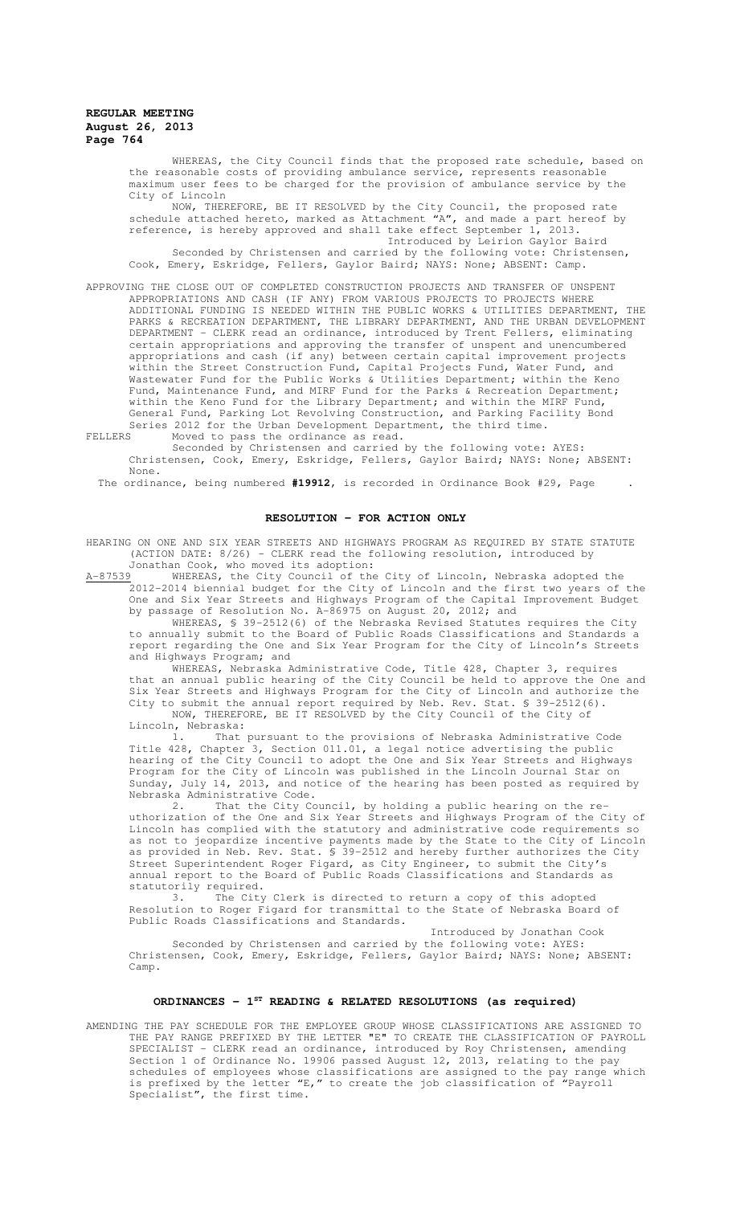WHEREAS, the City Council finds that the proposed rate schedule, based on the reasonable costs of providing ambulance service, represents reasonable maximum user fees to be charged for the provision of ambulance service by the City of Lincoln

NOW, THEREFORE, BE IT RESOLVED by the City Council, the proposed rate schedule attached hereto, marked as Attachment "A", and made a part hereof by reference, is hereby approved and shall take effect September 1, 2013.

Introduced by Leirion Gaylor Baird

Seconded by Christensen and carried by the following vote: Christensen, Cook, Emery, Eskridge, Fellers, Gaylor Baird; NAYS: None; ABSENT: Camp.

APPROVING THE CLOSE OUT OF COMPLETED CONSTRUCTION PROJECTS AND TRANSFER OF UNSPENT APPROPRIATIONS AND CASH (IF ANY) FROM VARIOUS PROJECTS TO PROJECTS WHERE ADDITIONAL FUNDING IS NEEDED WITHIN THE PUBLIC WORKS & UTILITIES DEPARTMENT, THE PARKS & RECREATION DEPARTMENT, THE LIBRARY DEPARTMENT, AND THE URBAN DEVELOPMENT DEPARTMENT - CLERK read an ordinance, introduced by Trent Fellers, eliminating certain appropriations and approving the transfer of unspent and unencumbered appropriations and cash (if any) between certain capital improvement projects within the Street Construction Fund, Capital Projects Fund, Water Fund, and Wastewater Fund for the Public Works & Utilities Department; within the Keno Fund, Maintenance Fund, and MIRF Fund for the Parks & Recreation Department; within the Keno Fund for the Library Department; and within the MIRF Fund, General Fund, Parking Lot Revolving Construction, and Parking Facility Bond Series 2012 for the Urban Development Department, the third time.

FELLERS Moved to pass the ordinance as read.

Seconded by Christensen and carried by the following vote: AYES: Christensen, Cook, Emery, Eskridge, Fellers, Gaylor Baird; NAYS: None; ABSENT: None.

The ordinance, being numbered **#19912**, is recorded in Ordinance Book #29, Page .

## RESOLUTION - FOR ACTION ONLY

HEARING ON ONE AND SIX YEAR STREETS AND HIGHWAYS PROGRAM AS REQUIRED BY STATE STATUTE (ACTION DATE: 8/26) - CLERK read the following resolution, introduced by Jonathan Cook, who moved its adoption:

A-87539 WHEREAS, the City Council of the City of Lincoln, Nebraska adopted the 2012-2014 biennial budget for the City of Lincoln and the first two years of the One and Six Year Streets and Highways Program of the Capital Improvement Budget by passage of Resolution No. A-86975 on August 20, 2012; and

WHEREAS, § 39-2512(6) of the Nebraska Revised Statutes requires the City to annually submit to the Board of Public Roads Classifications and Standards a report regarding the One and Six Year Program for the City of Lincoln's Streets and Highways Program; and

WHEREAS, Nebraska Administrative Code, Title 428, Chapter 3, requires that an annual public hearing of the City Council be held to approve the One and Six Year Streets and Highways Program for the City of Lincoln and authorize the City to submit the annual report required by Neb. Rev. Stat. § 39-2512(6).

NOW, THEREFORE, BE IT RESOLVED by the City Council of the City of Lincoln, Nebraska:

1. That pursuant to the provisions of Nebraska Administrative Code Title 428, Chapter 3, Section 011.01, a legal notice advertising the public hearing of the City Council to adopt the One and Six Year Streets and Highways Program for the City of Lincoln was published in the Lincoln Journal Star on Sunday, July 14, 2013, and notice of the hearing has been posted as required by Nebraska Administrative Code.

2. That the City Council, by holding a public hearing on the re-uthorization of the One and Six Year Streets and Highways Program of the City of Lincoln has complied with the statutory and administrative code requirements so as not to jeopardize incentive payments made by the State to the City of Lincoln as provided in Neb. Rev. Stat. § 39-2512 and hereby further authorizes the City Street Superintendent Roger Figard, as City Engineer, to submit the City's annual report to the Board of Public Roads Classifications and Standards as statutorily required.

3. The City Clerk is directed to return a copy of this adopted Resolution to Roger Figard for transmittal to the State of Nebraska Board of Public Roads Classifications and Standards.

Introduced by Jonathan Cook

Seconded by Christensen and carried by the following vote: AYES: Christensen, Cook, Emery, Eskridge, Fellers, Gaylor Baird; NAYS: None; ABSENT: Camp.

## ORDINANCES - 1ST READING & RELATED RESOLUTIONS (as required)

AMENDING THE PAY SCHEDULE FOR THE EMPLOYEE GROUP WHOSE CLASSIFICATIONS ARE ASSIGNED TO THE PAY RANGE PREFIXED BY THE LETTER "E" TO CREATE THE CLASSIFICATION OF PAYROLL SPECIALIST - CLERK read an ordinance, introduced by Roy Christensen, amending Section 1 of Ordinance No. 19906 passed August 12, 2013, relating to the pay schedules of employees whose classifications are assigned to the pay range which is prefixed by the letter "E," to create the job classification of "Payroll Specialist", the first time.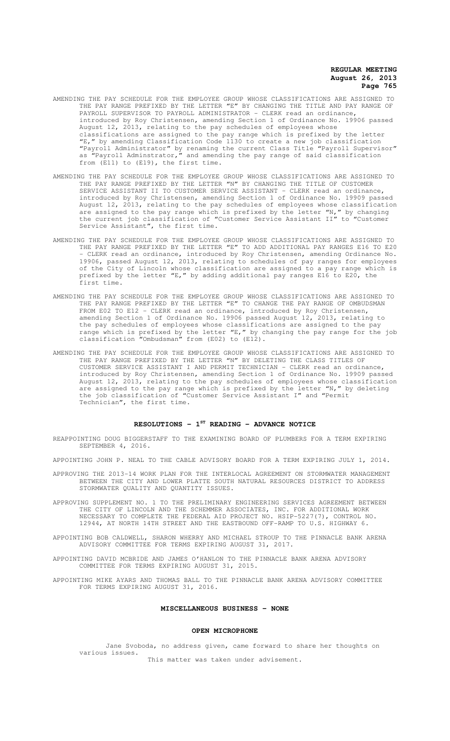AMENDING THE PAY SCHEDULE FOR THE EMPLOYEE GROUP WHOSE CLASSIFICATIONS ARE ASSIGNED TO THE PAY RANGE PREFIXED BY THE LETTER "E" BY CHANGING THE TITLE AND PAY RANGE OF PAYROLL SUPERVISOR TO PAYROLL ADMINISTRATOR - CLERK read an ordinance, introduced by Roy Christensen, amending Section 1 of Ordinance No. 19906 passed August 12, 2013, relating to the pay schedules of employees whose classifications are assigned to the pay range which is prefixed by the letter "E," by amending Classification Code 1130 to create a new job classification "Payroll Administrator" by renaming the current Class Title "Payroll Supervisor" as "Payroll Adminstrator," and amending the pay range of said classification from (E11) to (E19), the first time.

AMENDING THE PAY SCHEDULE FOR THE EMPLOYEE GROUP WHOSE CLASSIFICATIONS ARE ASSIGNED TO THE PAY RANGE PREFIXED BY THE LETTER "N" BY CHANGING THE TITLE OF CUSTOMER SERVICE ASSISTANT II TO CUSTOMER SERVICE ASSISTANT - CLERK read an ordinance, introduced by Roy Christensen, amending Section 1 of Ordinance No. 19909 passed August 12, 2013, relating to the pay schedules of employees whose classification are assigned to the pay range which is prefixed by the letter "N," by changing the current job classification of "Customer Service Assistant II" to "Customer Service Assistant", the first time.

AMENDING THE PAY SCHEDULE FOR THE EMPLOYEE GROUP WHOSE CLASSIFICATIONS ARE ASSIGNED TO THE PAY RANGE PREFIXED BY THE LETTER "E" TO ADD ADDITIONAL PAY RANGES E16 TO E20 - CLERK read an ordinance, introduced by Roy Christensen, amending Ordinance No. 19906, passed August 12, 2013, relating to schedules of pay ranges for employees of the City of Lincoln whose classification are assigned to a pay range which is prefixed by the letter "E," by adding additional pay ranges E16 to E20, the first time.

AMENDING THE PAY SCHEDULE FOR THE EMPLOYEE GROUP WHOSE CLASSIFICATIONS ARE ASSIGNED TO THE PAY RANGE PREFIXED BY THE LETTER "E" TO CHANGE THE PAY RANGE OF OMBUDSMAN FROM E02 TO E12 - CLERK read an ordinance, introduced by Roy Christensen, amending Section 1 of Ordinance No. 19906 passed August 12, 2013, relating to the pay schedules of employees whose classifications are assigned to the pay range which is prefixed by the letter "E," by changing the pay range for the job classification "Ombudsman" from (E02) to (E12).

AMENDING THE PAY SCHEDULE FOR THE EMPLOYEE GROUP WHOSE CLASSIFICATIONS ARE ASSIGNED TO THE PAY RANGE PREFIXED BY THE LETTER "N" BY DELETING THE CLASS TITLES OF CUSTOMER SERVICE ASSISTANT I AND PERMIT TECHNICIAN - CLERK read an ordinance, introduced by Roy Christensen, amending Section 1 of Ordinance No. 19909 passed August 12, 2013, relating to the pay schedules of employees whose classification are assigned to the pay range which is prefixed by the letter "N," by deleting the job classification of "Customer Service Assistant I" and "Permit Technician", the first time.

## RESOLUTIONS - 1ST READING - ADVANCE NOTICE

REAPPOINTING DOUG BIGGERSTAFF TO THE EXAMINING BOARD OF PLUMBERS FOR A TERM EXPIRING SEPTEMBER 4, 2016.

APPOINTING JOHN P. NEAL TO THE CABLE ADVISORY BOARD FOR A TERM EXPIRING JULY 1, 2014.

APPROVING THE 2013-14 WORK PLAN FOR THE INTERLOCAL AGREEMENT ON STORMWATER MANAGEMENT BETWEEN THE CITY AND LOWER PLATTE SOUTH NATURAL RESOURCES DISTRICT TO ADDRESS STORMWATER QUALITY AND QUANTITY ISSUES.

APPROVING SUPPLEMENT NO. 1 TO THE PRELIMINARY ENGINEERING SERVICES AGREEMENT BETWEEN THE CITY OF LINCOLN AND THE SCHEMMER ASSOCIATES, INC. FOR ADDITIONAL WORK NECESSARY TO COMPLETE THE FEDERAL AID PROJECT NO. HSIP-5227(7), CONTROL NO. 12944, AT NORTH 14TH STREET AND THE EASTBOUND OFF-RAMP TO U.S. HIGHWAY 6.

APPOINTING BOB CALDWELL, SHARON WHERRY AND MICHAEL STROUP TO THE PINNACLE BANK ARENA ADVISORY COMMITTEE FOR TERMS EXPIRING AUGUST 31, 2017.

APPOINTING DAVID MCBRIDE AND JAMES O'HANLON TO THE PINNACLE BANK ARENA ADVISORY COMMITTEE FOR TERMS EXPIRING AUGUST 31, 2015.

APPOINTING MIKE AYARS AND THOMAS BALL TO THE PINNACLE BANK ARENA ADVISORY COMMITTEE FOR TERMS EXPIRING AUGUST 31, 2016.

## MISCELLANEOUS BUSINESS - NONE

## OPEN MICROPHONE

Jane Svoboda, no address given, came forward to share her thoughts on various issues.

This matter was taken under advisement.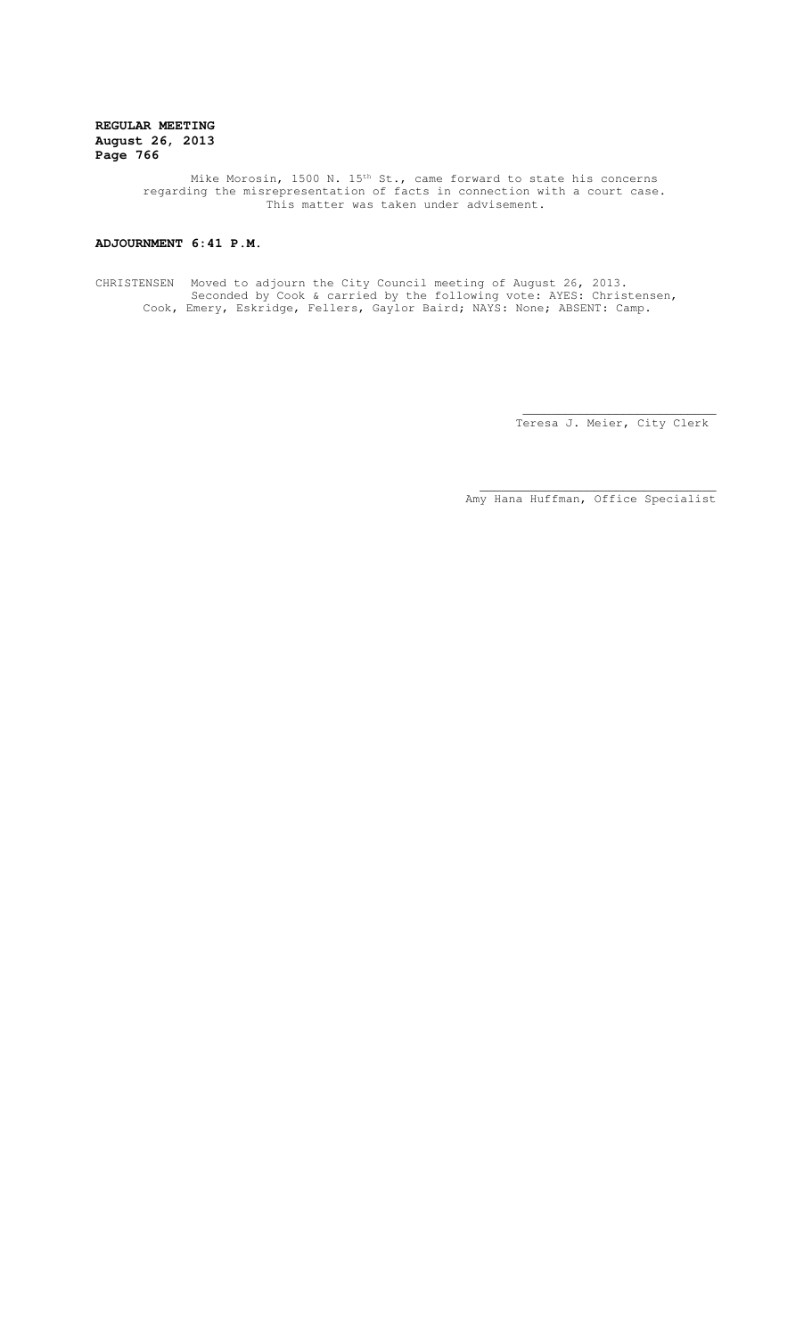Mike Morosin, 1500 N. 15th St., came forward to state his concerns regarding the misrepresentation of facts in connection with a court case. This matter was taken under advisement.

**ADJOURNMENT 6:41 P.M.**

CHRISTENSEN Moved to adjourn the City Council meeting of August 26, 2013. Seconded by Cook & carried by the following vote: AYES: Christensen, Cook, Emery, Eskridge, Fellers, Gaylor Baird; NAYS: None; ABSENT: Camp.

Teresa J. Meier, City Clerk

Amy Hana Huffman, Office Specialist